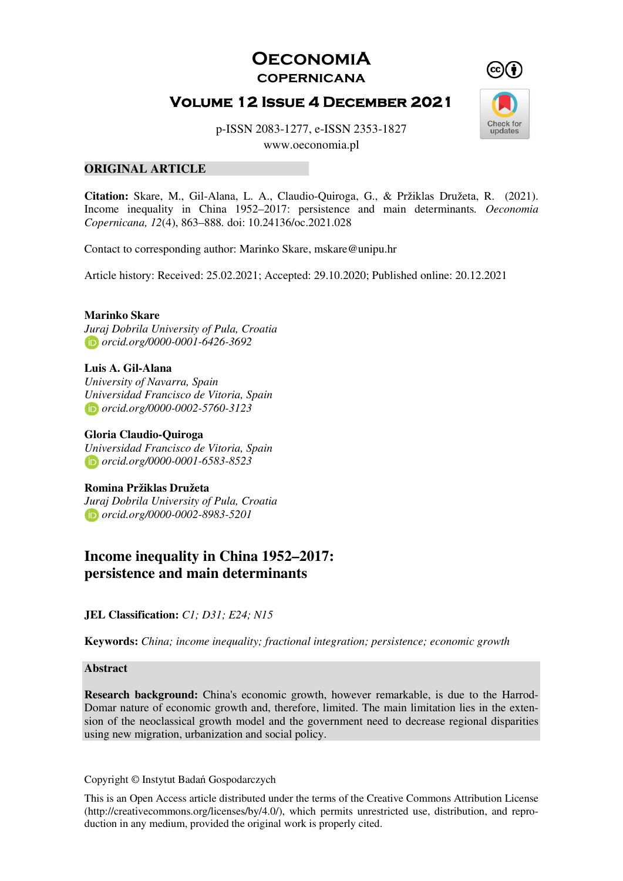# OECONOMIA COPERNICANA

## VOLUME 12 ISSUE 4 DECEMBER 2021

p-ISSN 2083-1277, e-ISSN 2353-1827

www.oeconomia.pl

**ORIGINAL ARTICLE**

**Citation:** Skare, M., Gil-Alana, L. A., Claudio-Quiroga, G., & Pržiklas Družeta, R. (2021). Income inequality in China 1952–2017: persistence and main determinants. *Oeconomia Copernicana, 12*(4), 863–888. doi: 10.24136/oc.2021.028

Contact to corresponding author: Marinko Skare, mskare@unipu.hr

Article history: Received: 25.02.2021; Accepted: 29.10.2020; Published online: 20.12.2021

**Marinko Skare**
*Juraj Dobrila University of Pula, Croatia*
*orcid.org/0000-0001-6426-3692*

**Luis A. Gil-Alana**
*University of Navarra, Spain*
*Universidad Francisco de Vitoria, Spain*
*orcid.org/0000-0002-5760-3123*

**Gloria Claudio-Quiroga**
*Universidad Francisco de Vitoria, Spain*
*orcid.org/0000-0001-6583-8523*

**Romina Pržiklas Družeta**
*Juraj Dobrila University of Pula, Croatia*
*orcid.org/0000-0002-8983-5201*

# Income inequality in China 1952–2017: persistence and main determinants

**JEL Classification:** *C1; D31; E24; N15*

**Keywords:** *China; income inequality; fractional integration; persistence; economic growth*

## Abstract

**Research background:** China's economic growth, however remarkable, is due to the Harrod-Domar nature of economic growth and, therefore, limited. The main limitation lies in the extension of the neoclassical growth model and the government need to decrease regional disparities using new migration, urbanization and social policy.

Copyright © Instytut Badań Gospodarczych

This is an Open Access article distributed under the terms of the Creative Commons Attribution License (http://creativecommons.org/licenses/by/4.0/), which permits unrestricted use, distribution, and reproduction in any medium, provided the original work is properly cited.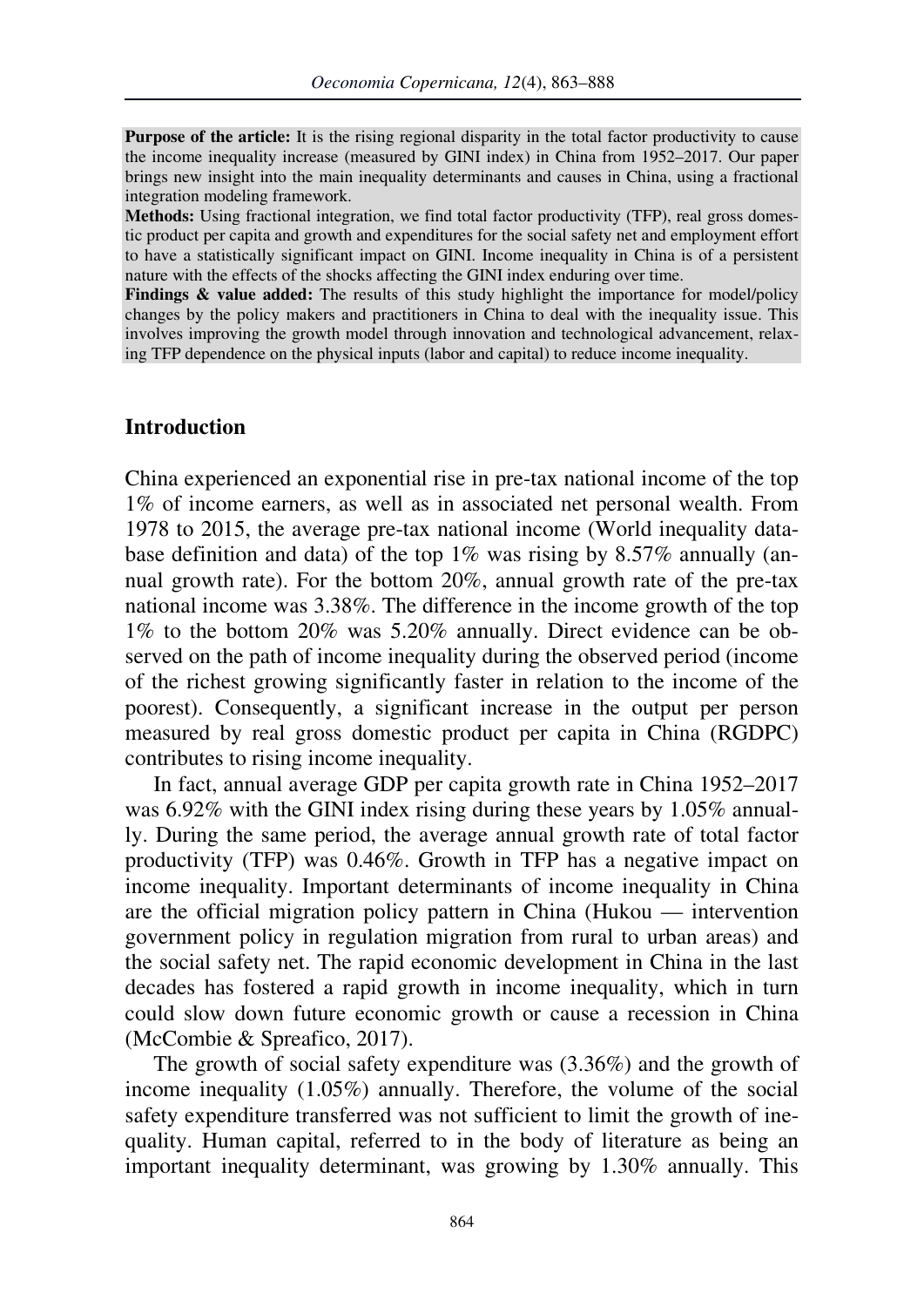**Purpose of the article:** It is the rising regional disparity in the total factor productivity to cause the income inequality increase (measured by GINI index) in China from 1952–2017. Our paper brings new insight into the main inequality determinants and causes in China, using a fractional integration modeling framework.

**Methods:** Using fractional integration, we find total factor productivity (TFP), real gross domestic product per capita and growth and expenditures for the social safety net and employment effort to have a statistically significant impact on GINI. Income inequality in China is of a persistent nature with the effects of the shocks affecting the GINI index enduring over time.

**Findings & value added:** The results of this study highlight the importance for model/policy changes by the policy makers and practitioners in China to deal with the inequality issue. This involves improving the growth model through innovation and technological advancement, relaxing TFP dependence on the physical inputs (labor and capital) to reduce income inequality.

## Introduction

China experienced an exponential rise in pre-tax national income of the top 1% of income earners, as well as in associated net personal wealth. From 1978 to 2015, the average pre-tax national income (World inequality database definition and data) of the top 1% was rising by 8.57% annually (annual growth rate). For the bottom 20%, annual growth rate of the pre-tax national income was 3.38%. The difference in the income growth of the top 1% to the bottom 20% was 5.20% annually. Direct evidence can be observed on the path of income inequality during the observed period (income of the richest growing significantly faster in relation to the income of the poorest). Consequently, a significant increase in the output per person measured by real gross domestic product per capita in China (RGDPC) contributes to rising income inequality.

In fact, annual average GDP per capita growth rate in China 1952–2017 was 6.92% with the GINI index rising during these years by 1.05% annually. During the same period, the average annual growth rate of total factor productivity (TFP) was 0.46%. Growth in TFP has a negative impact on income inequality. Important determinants of income inequality in China are the official migration policy pattern in China (Hukou — intervention government policy in regulation migration from rural to urban areas) and the social safety net. The rapid economic development in China in the last decades has fostered a rapid growth in income inequality, which in turn could slow down future economic growth or cause a recession in China (McCombie & Spreafico, 2017).

The growth of social safety expenditure was (3.36%) and the growth of income inequality (1.05%) annually. Therefore, the volume of the social safety expenditure transferred was not sufficient to limit the growth of inequality. Human capital, referred to in the body of literature as being an important inequality determinant, was growing by 1.30% annually. This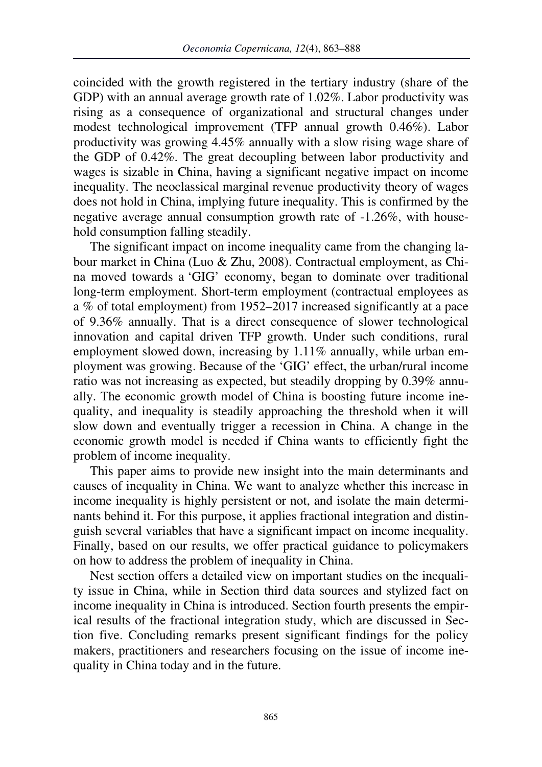coincided with the growth registered in the tertiary industry (share of the GDP) with an annual average growth rate of 1.02%. Labor productivity was rising as a consequence of organizational and structural changes under modest technological improvement (TFP annual growth 0.46%). Labor productivity was growing 4.45% annually with a slow rising wage share of the GDP of 0.42%. The great decoupling between labor productivity and wages is sizable in China, having a significant negative impact on income inequality. The neoclassical marginal revenue productivity theory of wages does not hold in China, implying future inequality. This is confirmed by the negative average annual consumption growth rate of -1.26%, with household consumption falling steadily.

The significant impact on income inequality came from the changing labour market in China (Luo & Zhu, 2008). Contractual employment, as China moved towards a 'GIG' economy, began to dominate over traditional long-term employment. Short-term employment (contractual employees as a % of total employment) from 1952–2017 increased significantly at a pace of 9.36% annually. That is a direct consequence of slower technological innovation and capital driven TFP growth. Under such conditions, rural employment slowed down, increasing by 1.11% annually, while urban employment was growing. Because of the 'GIG' effect, the urban/rural income ratio was not increasing as expected, but steadily dropping by 0.39% annually. The economic growth model of China is boosting future income inequality, and inequality is steadily approaching the threshold when it will slow down and eventually trigger a recession in China. A change in the economic growth model is needed if China wants to efficiently fight the problem of income inequality.

This paper aims to provide new insight into the main determinants and causes of inequality in China. We want to analyze whether this increase in income inequality is highly persistent or not, and isolate the main determinants behind it. For this purpose, it applies fractional integration and distinguish several variables that have a significant impact on income inequality. Finally, based on our results, we offer practical guidance to policymakers on how to address the problem of inequality in China.

Nest section offers a detailed view on important studies on the inequality issue in China, while in Section third data sources and stylized fact on income inequality in China is introduced. Section fourth presents the empirical results of the fractional integration study, which are discussed in Section five. Concluding remarks present significant findings for the policy makers, practitioners and researchers focusing on the issue of income inequality in China today and in the future.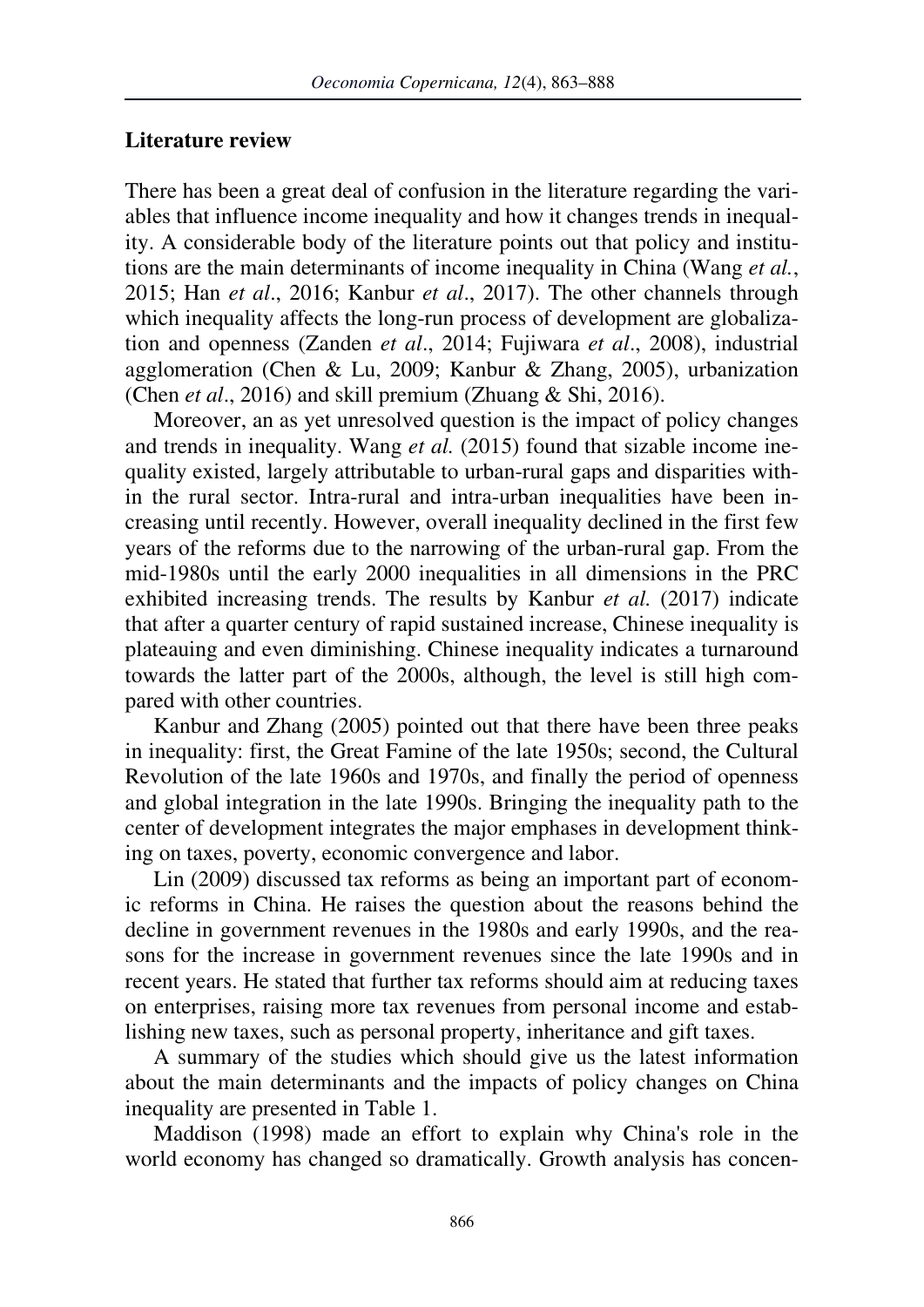## Literature review

There has been a great deal of confusion in the literature regarding the variables that influence income inequality and how it changes trends in inequality. A considerable body of the literature points out that policy and institutions are the main determinants of income inequality in China (Wang *et al.*, 2015; Han *et al*., 2016; Kanbur *et al*., 2017). The other channels through which inequality affects the long-run process of development are globalization and openness (Zanden *et al*., 2014; Fujiwara *et al*., 2008), industrial agglomeration (Chen & Lu, 2009; Kanbur & Zhang, 2005), urbanization (Chen *et al*., 2016) and skill premium (Zhuang & Shi, 2016).

Moreover, an as yet unresolved question is the impact of policy changes and trends in inequality. Wang *et al.* (2015) found that sizable income inequality existed, largely attributable to urban-rural gaps and disparities within the rural sector. Intra-rural and intra-urban inequalities have been increasing until recently. However, overall inequality declined in the first few years of the reforms due to the narrowing of the urban-rural gap. From the mid-1980s until the early 2000 inequalities in all dimensions in the PRC exhibited increasing trends. The results by Kanbur *et al.* (2017) indicate that after a quarter century of rapid sustained increase, Chinese inequality is plateauing and even diminishing. Chinese inequality indicates a turnaround towards the latter part of the 2000s, although, the level is still high compared with other countries.

Kanbur and Zhang (2005) pointed out that there have been three peaks in inequality: first, the Great Famine of the late 1950s; second, the Cultural Revolution of the late 1960s and 1970s, and finally the period of openness and global integration in the late 1990s. Bringing the inequality path to the center of development integrates the major emphases in development thinking on taxes, poverty, economic convergence and labor.

Lin (2009) discussed tax reforms as being an important part of economic reforms in China. He raises the question about the reasons behind the decline in government revenues in the 1980s and early 1990s, and the reasons for the increase in government revenues since the late 1990s and in recent years. He stated that further tax reforms should aim at reducing taxes on enterprises, raising more tax revenues from personal income and establishing new taxes, such as personal property, inheritance and gift taxes.

A summary of the studies which should give us the latest information about the main determinants and the impacts of policy changes on China inequality are presented in Table 1.

Maddison (1998) made an effort to explain why China's role in the world economy has changed so dramatically. Growth analysis has concen-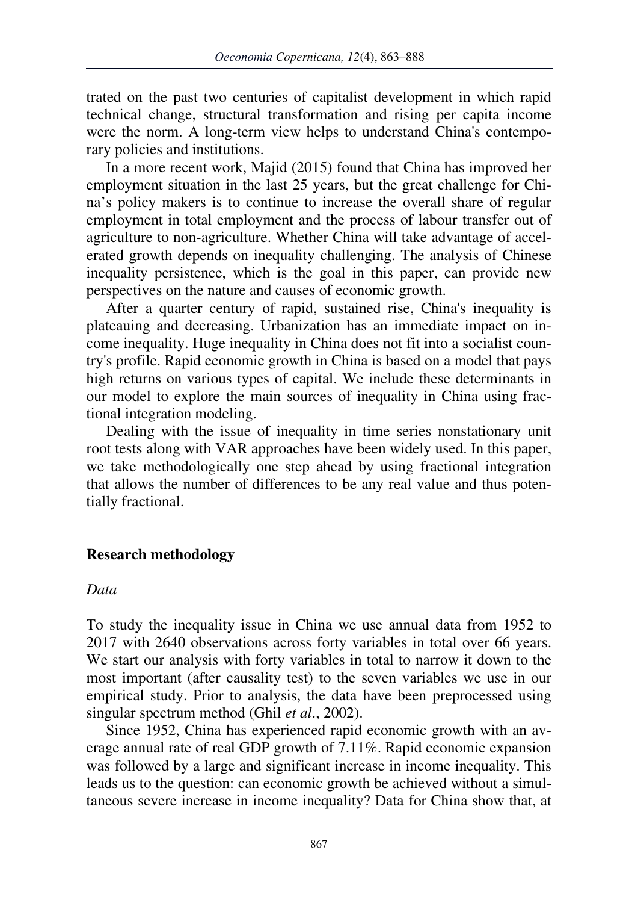trated on the past two centuries of capitalist development in which rapid technical change, structural transformation and rising per capita income were the norm. A long-term view helps to understand China's contemporary policies and institutions.

In a more recent work, Majid (2015) found that China has improved her employment situation in the last 25 years, but the great challenge for China's policy makers is to continue to increase the overall share of regular employment in total employment and the process of labour transfer out of agriculture to non-agriculture. Whether China will take advantage of accelerated growth depends on inequality challenging. The analysis of Chinese inequality persistence, which is the goal in this paper, can provide new perspectives on the nature and causes of economic growth.

After a quarter century of rapid, sustained rise, China's inequality is plateauing and decreasing. Urbanization has an immediate impact on income inequality. Huge inequality in China does not fit into a socialist country's profile. Rapid economic growth in China is based on a model that pays high returns on various types of capital. We include these determinants in our model to explore the main sources of inequality in China using fractional integration modeling.

Dealing with the issue of inequality in time series nonstationary unit root tests along with VAR approaches have been widely used. In this paper, we take methodologically one step ahead by using fractional integration that allows the number of differences to be any real value and thus potentially fractional.

## Research methodology

### *Data*

To study the inequality issue in China we use annual data from 1952 to 2017 with 2640 observations across forty variables in total over 66 years. We start our analysis with forty variables in total to narrow it down to the most important (after causality test) to the seven variables we use in our empirical study. Prior to analysis, the data have been preprocessed using singular spectrum method (Ghil *et al*., 2002).

Since 1952, China has experienced rapid economic growth with an average annual rate of real GDP growth of 7.11%. Rapid economic expansion was followed by a large and significant increase in income inequality. This leads us to the question: can economic growth be achieved without a simultaneous severe increase in income inequality? Data for China show that, at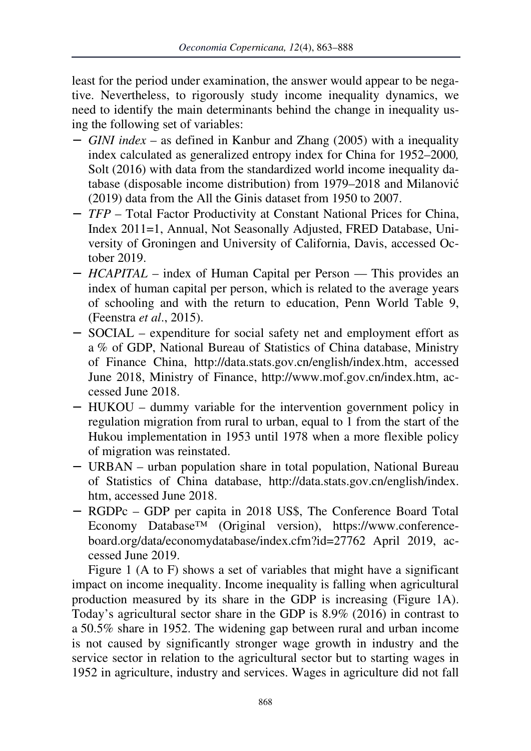least for the period under examination, the answer would appear to be negative. Nevertheless, to rigorously study income inequality dynamics, we need to identify the main determinants behind the change in inequality using the following set of variables:

- *GINI index* – as defined in Kanbur and Zhang (2005) with a inequality index calculated as generalized entropy index for China for 1952–2000*,* Solt (2016) with data from the standardized world income inequality database (disposable income distribution) from 1979–2018 and Milanović (2019) data from the All the Ginis dataset from 1950 to 2007.
- *TFP* – Total Factor Productivity at Constant National Prices for China, Index 2011=1, Annual, Not Seasonally Adjusted, FRED Database, University of Groningen and University of California, Davis, accessed October 2019.
- *HCAPITAL* – index of Human Capital per Person — This provides an index of human capital per person, which is related to the average years of schooling and with the return to education, Penn World Table 9, (Feenstra *et al*., 2015).
- SOCIAL – expenditure for social safety net and employment effort as a % of GDP, National Bureau of Statistics of China database, Ministry of Finance China, http://data.stats.gov.cn/english/index.htm, accessed June 2018, Ministry of Finance, http://www.mof.gov.cn/index.htm, accessed June 2018.
- HUKOU – dummy variable for the intervention government policy in regulation migration from rural to urban, equal to 1 from the start of the Hukou implementation in 1953 until 1978 when a more flexible policy of migration was reinstated.
- URBAN – urban population share in total population, National Bureau of Statistics of China database, http://data.stats.gov.cn/english/index.htm, accessed June 2018.
- RGDPc – GDP per capita in 2018 US$, The Conference Board Total Economy Database™ (Original version), https://www.conference-board.org/data/economydatabase/index.cfm?id=27762 April 2019, accessed June 2019.

Figure 1 (A to F) shows a set of variables that might have a significant impact on income inequality. Income inequality is falling when agricultural production measured by its share in the GDP is increasing (Figure 1A). Today's agricultural sector share in the GDP is 8.9% (2016) in contrast to a 50.5% share in 1952. The widening gap between rural and urban income is not caused by significantly stronger wage growth in industry and the service sector in relation to the agricultural sector but to starting wages in 1952 in agriculture, industry and services. Wages in agriculture did not fall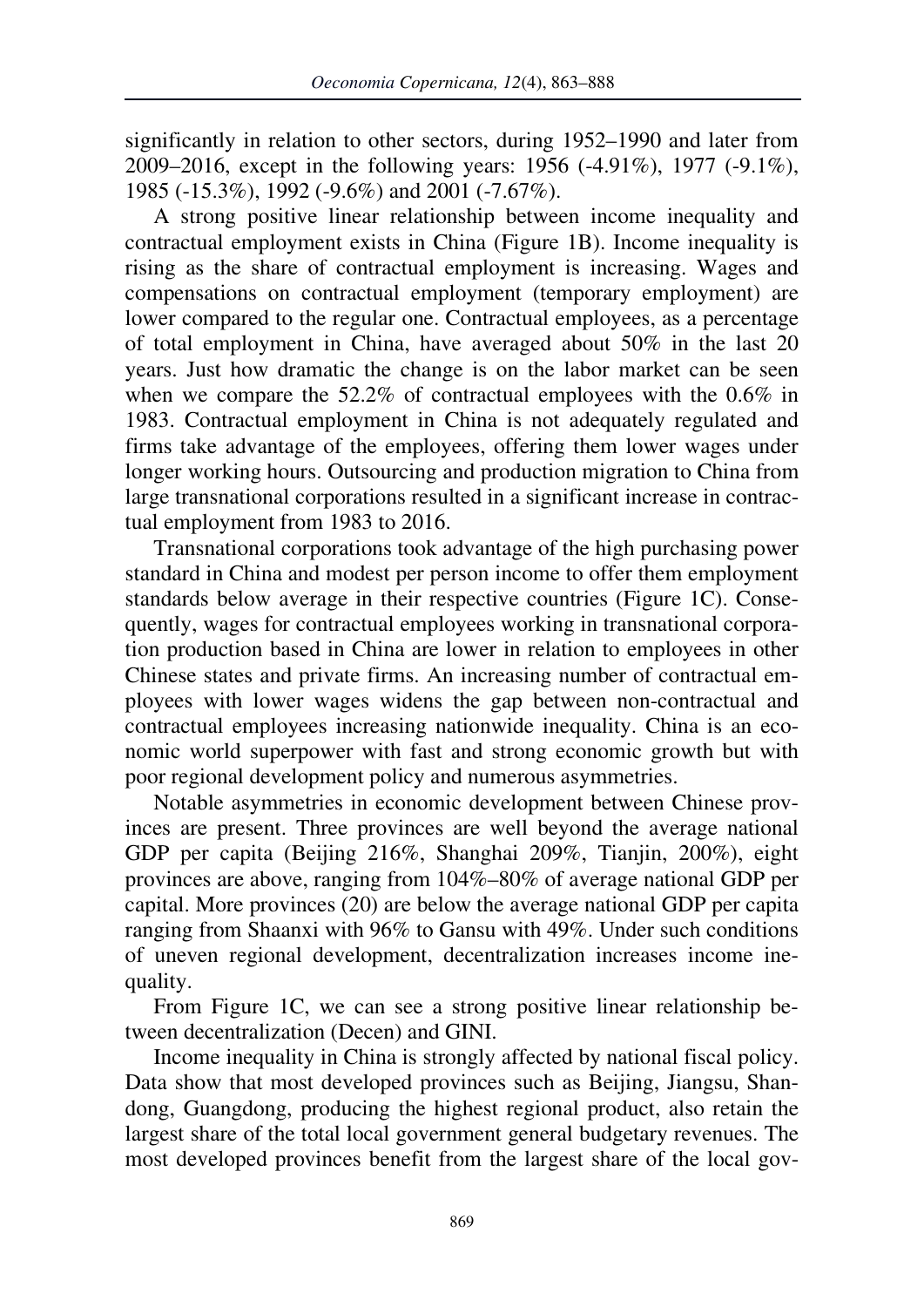significantly in relation to other sectors, during 1952–1990 and later from 2009–2016, except in the following years: 1956 (-4.91%), 1977 (-9.1%), 1985 (-15.3%), 1992 (-9.6%) and 2001 (-7.67%).

A strong positive linear relationship between income inequality and contractual employment exists in China (Figure 1B). Income inequality is rising as the share of contractual employment is increasing. Wages and compensations on contractual employment (temporary employment) are lower compared to the regular one. Contractual employees, as a percentage of total employment in China, have averaged about 50% in the last 20 years. Just how dramatic the change is on the labor market can be seen when we compare the 52.2% of contractual employees with the 0.6% in 1983. Contractual employment in China is not adequately regulated and firms take advantage of the employees, offering them lower wages under longer working hours. Outsourcing and production migration to China from large transnational corporations resulted in a significant increase in contractual employment from 1983 to 2016.

Transnational corporations took advantage of the high purchasing power standard in China and modest per person income to offer them employment standards below average in their respective countries (Figure 1C). Consequently, wages for contractual employees working in transnational corporation production based in China are lower in relation to employees in other Chinese states and private firms. An increasing number of contractual employees with lower wages widens the gap between non-contractual and contractual employees increasing nationwide inequality. China is an economic world superpower with fast and strong economic growth but with poor regional development policy and numerous asymmetries.

Notable asymmetries in economic development between Chinese provinces are present. Three provinces are well beyond the average national GDP per capita (Beijing 216%, Shanghai 209%, Tianjin, 200%), eight provinces are above, ranging from 104%–80% of average national GDP per capital. More provinces (20) are below the average national GDP per capita ranging from Shaanxi with 96% to Gansu with 49%. Under such conditions of uneven regional development, decentralization increases income inequality.

From Figure 1C, we can see a strong positive linear relationship between decentralization (Decen) and GINI.

Income inequality in China is strongly affected by national fiscal policy. Data show that most developed provinces such as Beijing, Jiangsu, Shandong, Guangdong, producing the highest regional product, also retain the largest share of the total local government general budgetary revenues. The most developed provinces benefit from the largest share of the local gov-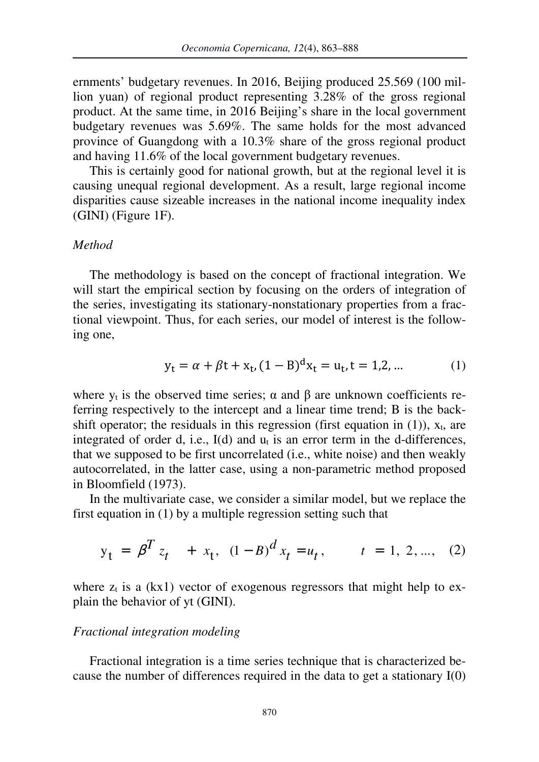ernments' budgetary revenues. In 2016, Beijing produced 25.569 (100 million yuan) of regional product representing 3.28% of the gross regional product. At the same time, in 2016 Beijing's share in the local government budgetary revenues was 5.69%. The same holds for the most advanced province of Guangdong with a 10.3% share of the gross regional product and having 11.6% of the local government budgetary revenues.

This is certainly good for national growth, but at the regional level it is causing unequal regional development. As a result, large regional income disparities cause sizeable increases in the national income inequality index (GINI) (Figure 1F).

*Method*

The methodology is based on the concept of fractional integration. We will start the empirical section by focusing on the orders of integration of the series, investigating its stationary-nonstationary properties from a fractional viewpoint. Thus, for each series, our model of interest is the following one,

$$y_t = \alpha + \beta t + x_t, (1 - B)^d x_t = u_t, t = 1,2, \dots \qquad (1)$$

where $y_t$ is the observed time series; α and β are unknown coefficients referring respectively to the intercept and a linear time trend; B is the backshift operator; the residuals in this regression (first equation in (1)), $x_t$, are integrated of order d, i.e., I(d) and $u_t$ is an error term in the d-differences, that we supposed to be first uncorrelated (i.e., white noise) and then weakly autocorrelated, in the latter case, using a non-parametric method proposed in Bloomfield (1973).

In the multivariate case, we consider a similar model, but we replace the first equation in (1) by a multiple regression setting such that

$$y_t = \beta^T z_t + x_t, \quad (1 - B)^d x_t = u_t, \qquad t = 1, 2, \dots, \quad (2)$$

where $z_t$ is a (kx1) vector of exogenous regressors that might help to explain the behavior of yt (GINI).

*Fractional integration modeling*

Fractional integration is a time series technique that is characterized because the number of differences required in the data to get a stationary I(0)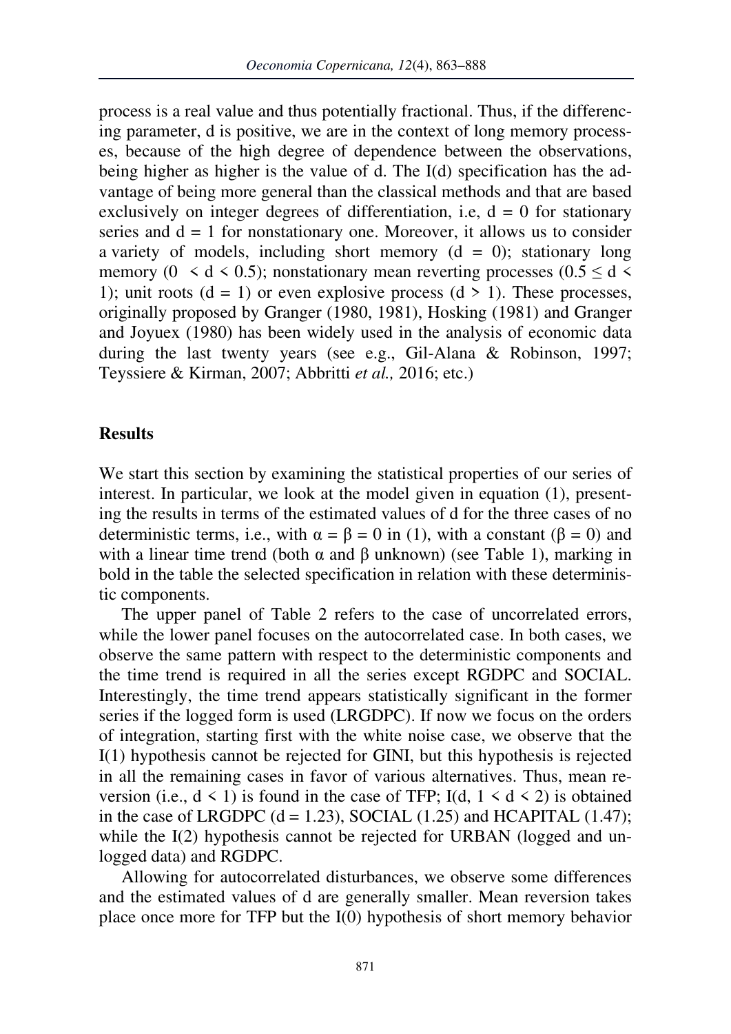process is a real value and thus potentially fractional. Thus, if the differencing parameter, d is positive, we are in the context of long memory processes, because of the high degree of dependence between the observations, being higher as higher is the value of d. The I(d) specification has the advantage of being more general than the classical methods and that are based exclusively on integer degrees of differentiation, i.e, $d = 0$ for stationary series and $d = 1$ for nonstationary one. Moreover, it allows us to consider a variety of models, including short memory ($d = 0$); stationary long memory ($0 < d < 0.5$); nonstationary mean reverting processes ($0.5 \leq d < 1$); unit roots ($d = 1$) or even explosive process ($d > 1$). These processes, originally proposed by Granger (1980, 1981), Hosking (1981) and Granger and Joyuex (1980) has been widely used in the analysis of economic data during the last twenty years (see e.g., Gil-Alana & Robinson, 1997; Teyssiere & Kirman, 2007; Abbritti *et al.,* 2016; etc.)

## Results

We start this section by examining the statistical properties of our series of interest. In particular, we look at the model given in equation (1), presenting the results in terms of the estimated values of d for the three cases of no deterministic terms, i.e., with $\alpha = \beta = 0$ in (1), with a constant ($\beta = 0$) and with a linear time trend (both $\alpha$ and $\beta$ unknown) (see Table 1), marking in bold in the table the selected specification in relation with these deterministic components.

The upper panel of Table 2 refers to the case of uncorrelated errors, while the lower panel focuses on the autocorrelated case. In both cases, we observe the same pattern with respect to the deterministic components and the time trend is required in all the series except RGDPC and SOCIAL. Interestingly, the time trend appears statistically significant in the former series if the logged form is used (LRGDPC). If now we focus on the orders of integration, starting first with the white noise case, we observe that the I(1) hypothesis cannot be rejected for GINI, but this hypothesis is rejected in all the remaining cases in favor of various alternatives. Thus, mean reversion (i.e., $d < 1$) is found in the case of TFP; I(d, $1 < d < 2$) is obtained in the case of LRGDPC ($d = 1.23$), SOCIAL (1.25) and HCAPITAL (1.47); while the I(2) hypothesis cannot be rejected for URBAN (logged and unlogged data) and RGDPC.

Allowing for autocorrelated disturbances, we observe some differences and the estimated values of d are generally smaller. Mean reversion takes place once more for TFP but the I(0) hypothesis of short memory behavior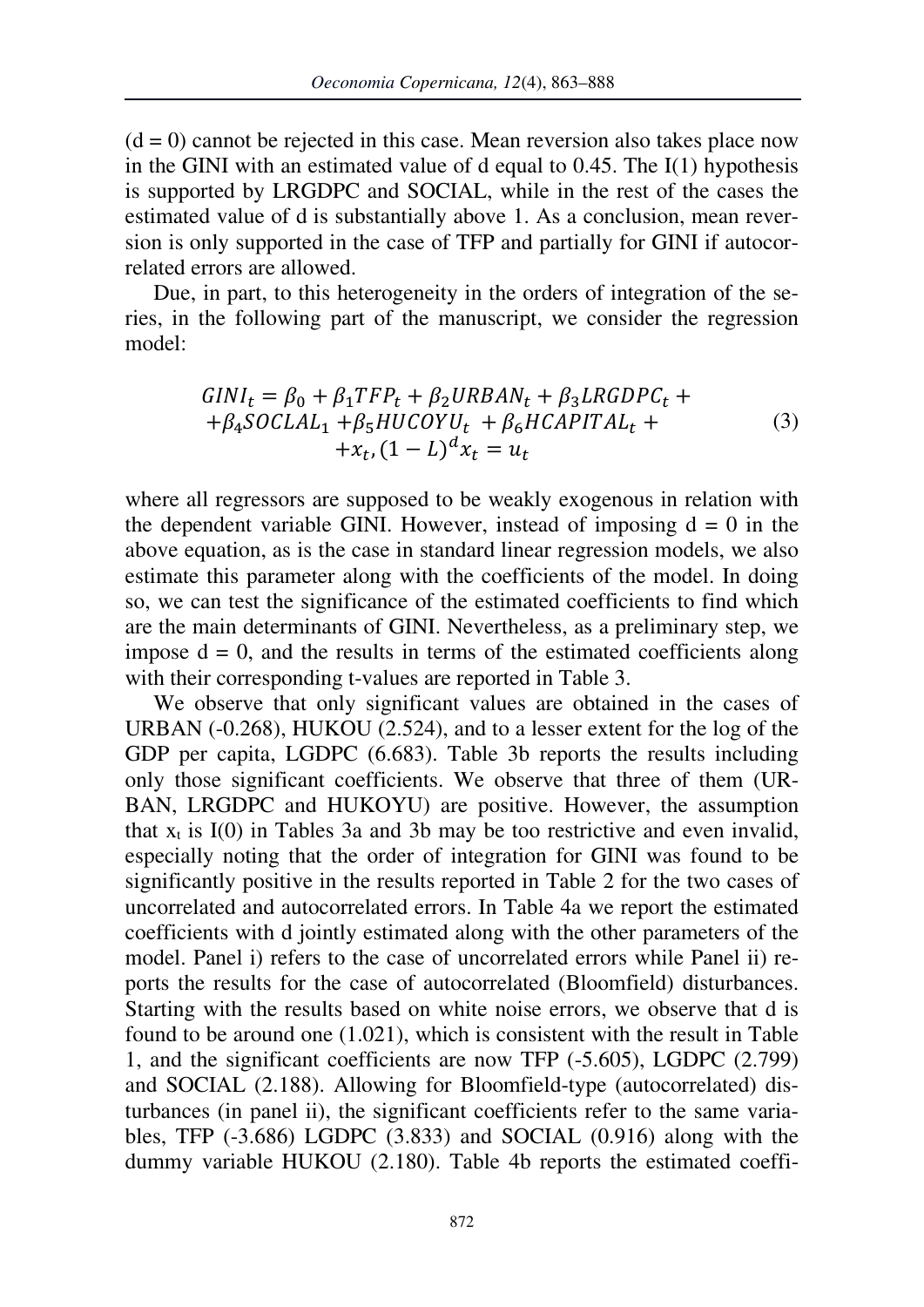(d = 0) cannot be rejected in this case. Mean reversion also takes place now in the GINI with an estimated value of d equal to 0.45. The I(1) hypothesis is supported by LRGDPC and SOCIAL, while in the rest of the cases the estimated value of d is substantially above 1. As a conclusion, mean reversion is only supported in the case of TFP and partially for GINI if autocorrelated errors are allowed.

Due, in part, to this heterogeneity in the orders of integration of the series, in the following part of the manuscript, we consider the regression model:

$$
\begin{gathered}
GINI_t = \beta_0 + \beta_1 TFP_t + \beta_2 URBAN_t + \beta_3 LRGDPC_t + \\
+\beta_4 SOCLAL_1 + \beta_5 HUCOYU_t + \beta_6 HCAPITAL_t + \\
+x_t, (1-L)^d x_t = u_t
\end{gathered}
\tag{3}
$$

where all regressors are supposed to be weakly exogenous in relation with the dependent variable GINI. However, instead of imposing d = 0 in the above equation, as is the case in standard linear regression models, we also estimate this parameter along with the coefficients of the model. In doing so, we can test the significance of the estimated coefficients to find which are the main determinants of GINI. Nevertheless, as a preliminary step, we impose d = 0, and the results in terms of the estimated coefficients along with their corresponding t-values are reported in Table 3.

We observe that only significant values are obtained in the cases of URBAN (-0.268), HUKOU (2.524), and to a lesser extent for the log of the GDP per capita, LGDPC (6.683). Table 3b reports the results including only those significant coefficients. We observe that three of them (URBAN, LRGDPC and HUKOYU) are positive. However, the assumption that $x_t$ is I(0) in Tables 3a and 3b may be too restrictive and even invalid, especially noting that the order of integration for GINI was found to be significantly positive in the results reported in Table 2 for the two cases of uncorrelated and autocorrelated errors. In Table 4a we report the estimated coefficients with d jointly estimated along with the other parameters of the model. Panel i) refers to the case of uncorrelated errors while Panel ii) reports the results for the case of autocorrelated (Bloomfield) disturbances. Starting with the results based on white noise errors, we observe that d is found to be around one (1.021), which is consistent with the result in Table 1, and the significant coefficients are now TFP (-5.605), LGDPC (2.799) and SOCIAL (2.188). Allowing for Bloomfield-type (autocorrelated) disturbances (in panel ii), the significant coefficients refer to the same variables, TFP (-3.686) LGDPC (3.833) and SOCIAL (0.916) along with the dummy variable HUKOU (2.180). Table 4b reports the estimated coeffi-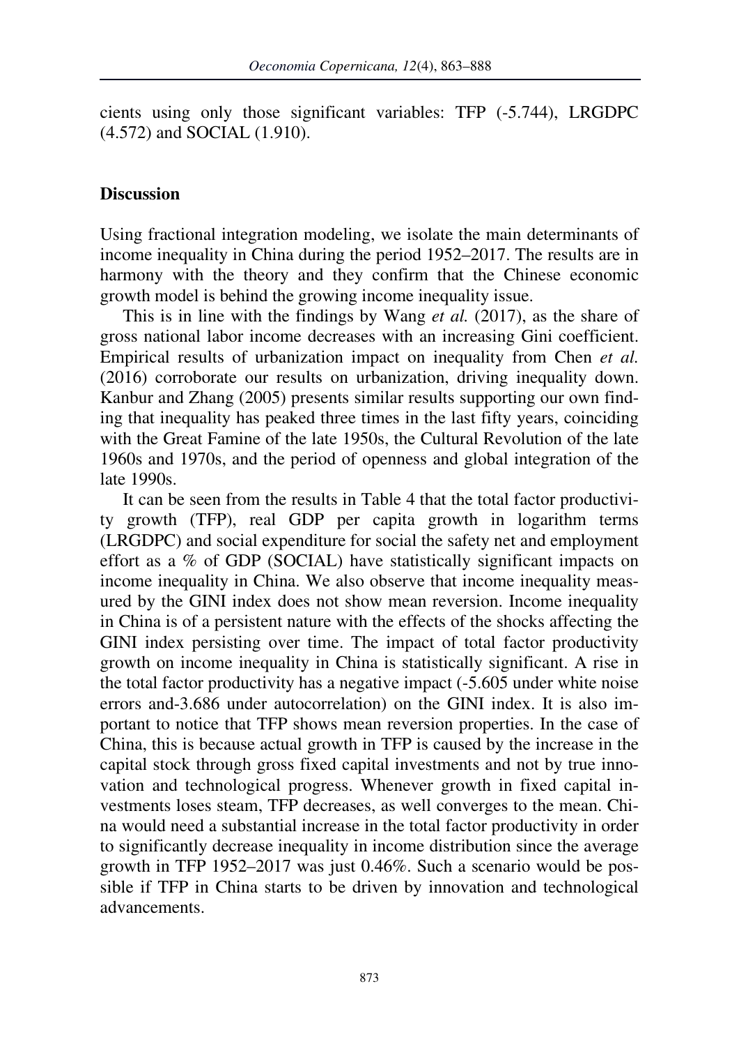cients using only those significant variables: TFP (-5.744), LRGDPC (4.572) and SOCIAL (1.910).

## Discussion

Using fractional integration modeling, we isolate the main determinants of income inequality in China during the period 1952–2017. The results are in harmony with the theory and they confirm that the Chinese economic growth model is behind the growing income inequality issue.

This is in line with the findings by Wang *et al.* (2017), as the share of gross national labor income decreases with an increasing Gini coefficient. Empirical results of urbanization impact on inequality from Chen *et al.* (2016) corroborate our results on urbanization, driving inequality down. Kanbur and Zhang (2005) presents similar results supporting our own finding that inequality has peaked three times in the last fifty years, coinciding with the Great Famine of the late 1950s, the Cultural Revolution of the late 1960s and 1970s, and the period of openness and global integration of the late 1990s.

It can be seen from the results in Table 4 that the total factor productivity growth (TFP), real GDP per capita growth in logarithm terms (LRGDPC) and social expenditure for social the safety net and employment effort as a % of GDP (SOCIAL) have statistically significant impacts on income inequality in China. We also observe that income inequality measured by the GINI index does not show mean reversion. Income inequality in China is of a persistent nature with the effects of the shocks affecting the GINI index persisting over time. The impact of total factor productivity growth on income inequality in China is statistically significant. A rise in the total factor productivity has a negative impact (-5.605 under white noise errors and-3.686 under autocorrelation) on the GINI index. It is also important to notice that TFP shows mean reversion properties. In the case of China, this is because actual growth in TFP is caused by the increase in the capital stock through gross fixed capital investments and not by true innovation and technological progress. Whenever growth in fixed capital investments loses steam, TFP decreases, as well converges to the mean. China would need a substantial increase in the total factor productivity in order to significantly decrease inequality in income distribution since the average growth in TFP 1952–2017 was just 0.46%. Such a scenario would be possible if TFP in China starts to be driven by innovation and technological advancements.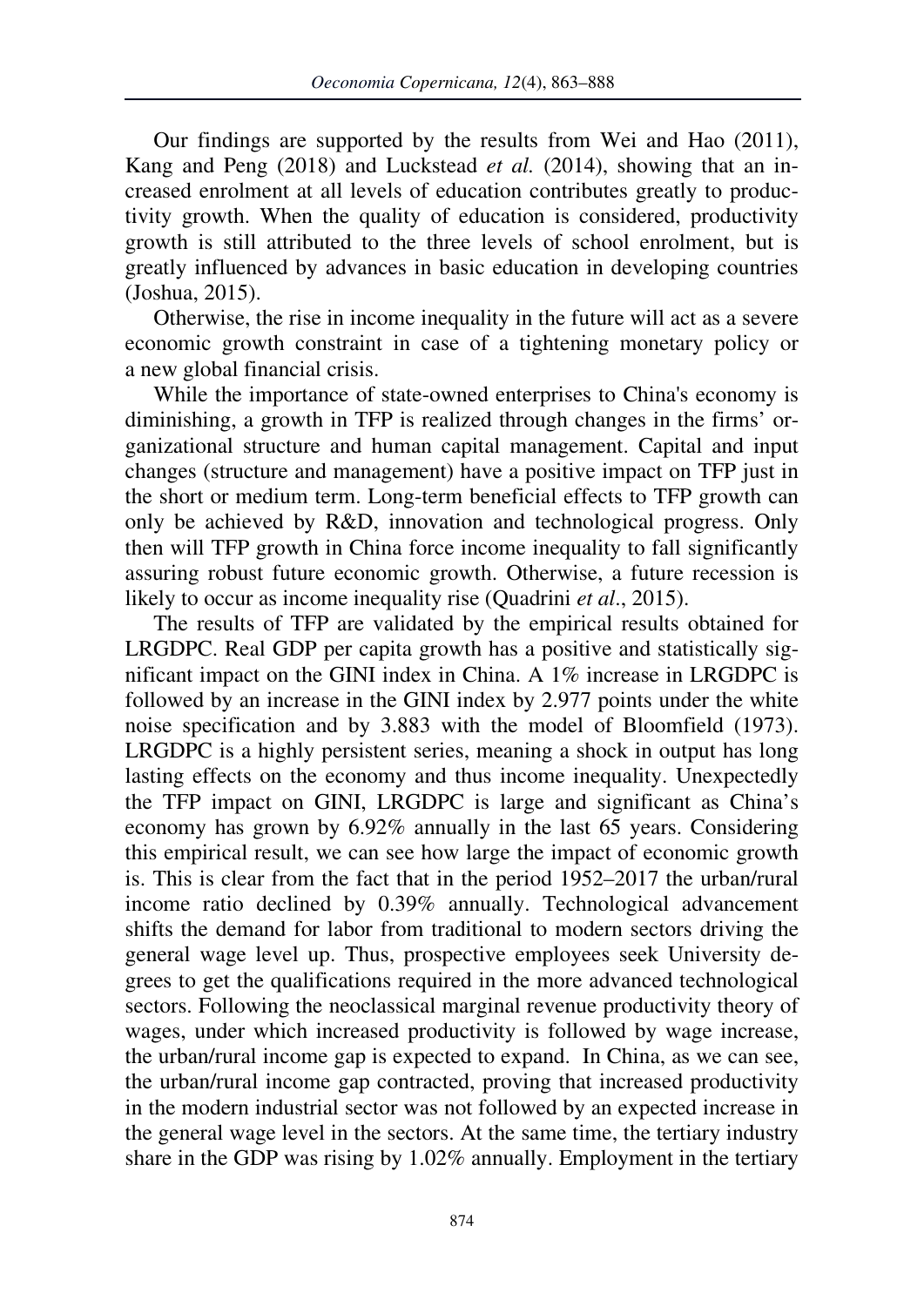Our findings are supported by the results from Wei and Hao (2011), Kang and Peng (2018) and Luckstead *et al.* (2014), showing that an increased enrolment at all levels of education contributes greatly to productivity growth. When the quality of education is considered, productivity growth is still attributed to the three levels of school enrolment, but is greatly influenced by advances in basic education in developing countries (Joshua, 2015).

Otherwise, the rise in income inequality in the future will act as a severe economic growth constraint in case of a tightening monetary policy or a new global financial crisis.

While the importance of state-owned enterprises to China's economy is diminishing, a growth in TFP is realized through changes in the firms' organizational structure and human capital management. Capital and input changes (structure and management) have a positive impact on TFP just in the short or medium term. Long-term beneficial effects to TFP growth can only be achieved by R&D, innovation and technological progress. Only then will TFP growth in China force income inequality to fall significantly assuring robust future economic growth. Otherwise, a future recession is likely to occur as income inequality rise (Quadrini *et al*., 2015).

The results of TFP are validated by the empirical results obtained for LRGDPC. Real GDP per capita growth has a positive and statistically significant impact on the GINI index in China. A 1% increase in LRGDPC is followed by an increase in the GINI index by 2.977 points under the white noise specification and by 3.883 with the model of Bloomfield (1973). LRGDPC is a highly persistent series, meaning a shock in output has long lasting effects on the economy and thus income inequality. Unexpectedly the TFP impact on GINI, LRGDPC is large and significant as China's economy has grown by 6.92% annually in the last 65 years. Considering this empirical result, we can see how large the impact of economic growth is. This is clear from the fact that in the period 1952–2017 the urban/rural income ratio declined by 0.39% annually. Technological advancement shifts the demand for labor from traditional to modern sectors driving the general wage level up. Thus, prospective employees seek University degrees to get the qualifications required in the more advanced technological sectors. Following the neoclassical marginal revenue productivity theory of wages, under which increased productivity is followed by wage increase, the urban/rural income gap is expected to expand. In China, as we can see, the urban/rural income gap contracted, proving that increased productivity in the modern industrial sector was not followed by an expected increase in the general wage level in the sectors. At the same time, the tertiary industry share in the GDP was rising by 1.02% annually. Employment in the tertiary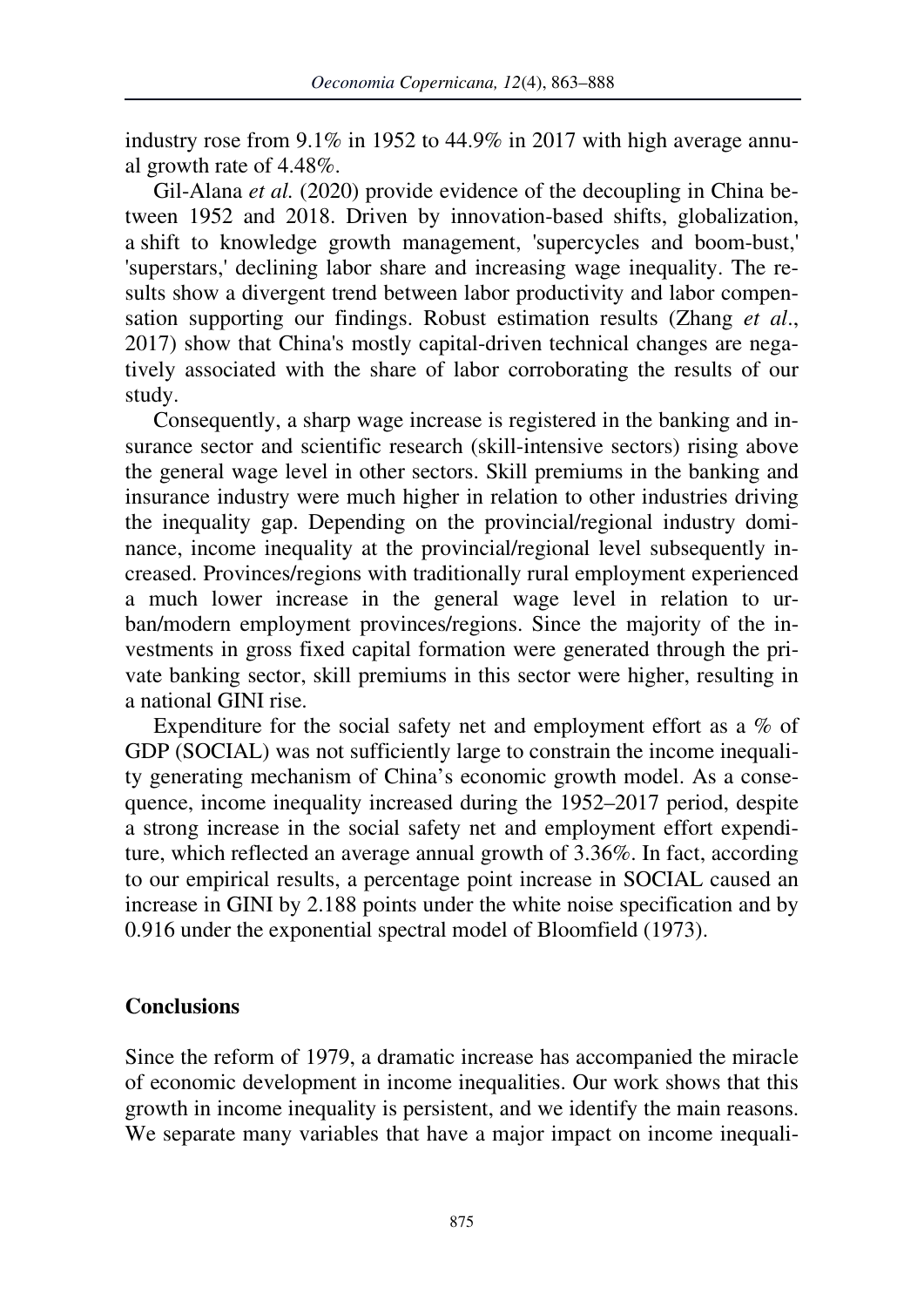industry rose from 9.1% in 1952 to 44.9% in 2017 with high average annual growth rate of 4.48%.

Gil-Alana *et al.* (2020) provide evidence of the decoupling in China between 1952 and 2018. Driven by innovation-based shifts, globalization, a shift to knowledge growth management, 'supercycles and boom-bust,' 'superstars,' declining labor share and increasing wage inequality. The results show a divergent trend between labor productivity and labor compensation supporting our findings. Robust estimation results (Zhang *et al*., 2017) show that China's mostly capital-driven technical changes are negatively associated with the share of labor corroborating the results of our study.

Consequently, a sharp wage increase is registered in the banking and insurance sector and scientific research (skill-intensive sectors) rising above the general wage level in other sectors. Skill premiums in the banking and insurance industry were much higher in relation to other industries driving the inequality gap. Depending on the provincial/regional industry dominance, income inequality at the provincial/regional level subsequently increased. Provinces/regions with traditionally rural employment experienced a much lower increase in the general wage level in relation to urban/modern employment provinces/regions. Since the majority of the investments in gross fixed capital formation were generated through the private banking sector, skill premiums in this sector were higher, resulting in a national GINI rise.

Expenditure for the social safety net and employment effort as a % of GDP (SOCIAL) was not sufficiently large to constrain the income inequality generating mechanism of China's economic growth model. As a consequence, income inequality increased during the 1952–2017 period, despite a strong increase in the social safety net and employment effort expenditure, which reflected an average annual growth of 3.36%. In fact, according to our empirical results, a percentage point increase in SOCIAL caused an increase in GINI by 2.188 points under the white noise specification and by 0.916 under the exponential spectral model of Bloomfield (1973).

## Conclusions

Since the reform of 1979, a dramatic increase has accompanied the miracle of economic development in income inequalities. Our work shows that this growth in income inequality is persistent, and we identify the main reasons. We separate many variables that have a major impact on income inequali-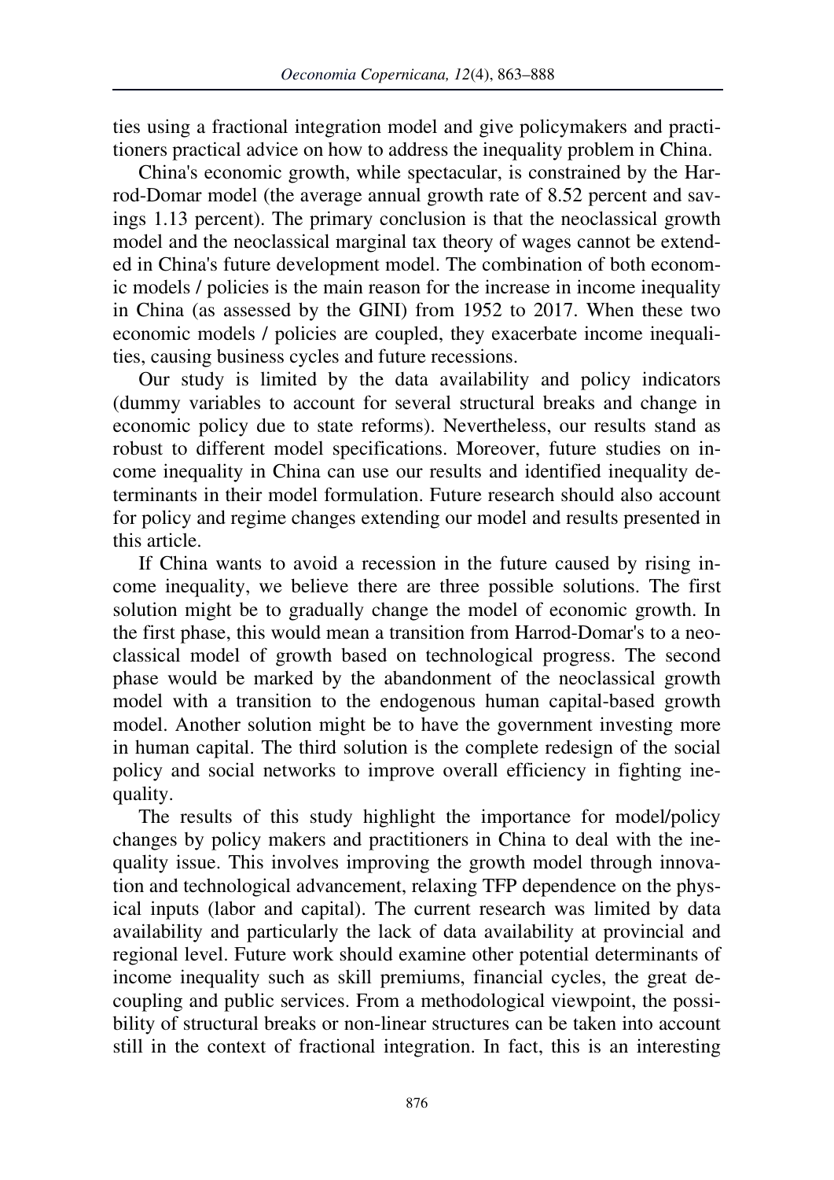ties using a fractional integration model and give policymakers and practitioners practical advice on how to address the inequality problem in China.

China's economic growth, while spectacular, is constrained by the Harrod-Domar model (the average annual growth rate of 8.52 percent and savings 1.13 percent). The primary conclusion is that the neoclassical growth model and the neoclassical marginal tax theory of wages cannot be extended in China's future development model. The combination of both economic models / policies is the main reason for the increase in income inequality in China (as assessed by the GINI) from 1952 to 2017. When these two economic models / policies are coupled, they exacerbate income inequalities, causing business cycles and future recessions.

Our study is limited by the data availability and policy indicators (dummy variables to account for several structural breaks and change in economic policy due to state reforms). Nevertheless, our results stand as robust to different model specifications. Moreover, future studies on income inequality in China can use our results and identified inequality determinants in their model formulation. Future research should also account for policy and regime changes extending our model and results presented in this article.

If China wants to avoid a recession in the future caused by rising income inequality, we believe there are three possible solutions. The first solution might be to gradually change the model of economic growth. In the first phase, this would mean a transition from Harrod-Domar's to a neoclassical model of growth based on technological progress. The second phase would be marked by the abandonment of the neoclassical growth model with a transition to the endogenous human capital-based growth model. Another solution might be to have the government investing more in human capital. The third solution is the complete redesign of the social policy and social networks to improve overall efficiency in fighting inequality.

The results of this study highlight the importance for model/policy changes by policy makers and practitioners in China to deal with the inequality issue. This involves improving the growth model through innovation and technological advancement, relaxing TFP dependence on the physical inputs (labor and capital). The current research was limited by data availability and particularly the lack of data availability at provincial and regional level. Future work should examine other potential determinants of income inequality such as skill premiums, financial cycles, the great decoupling and public services. From a methodological viewpoint, the possibility of structural breaks or non-linear structures can be taken into account still in the context of fractional integration. In fact, this is an interesting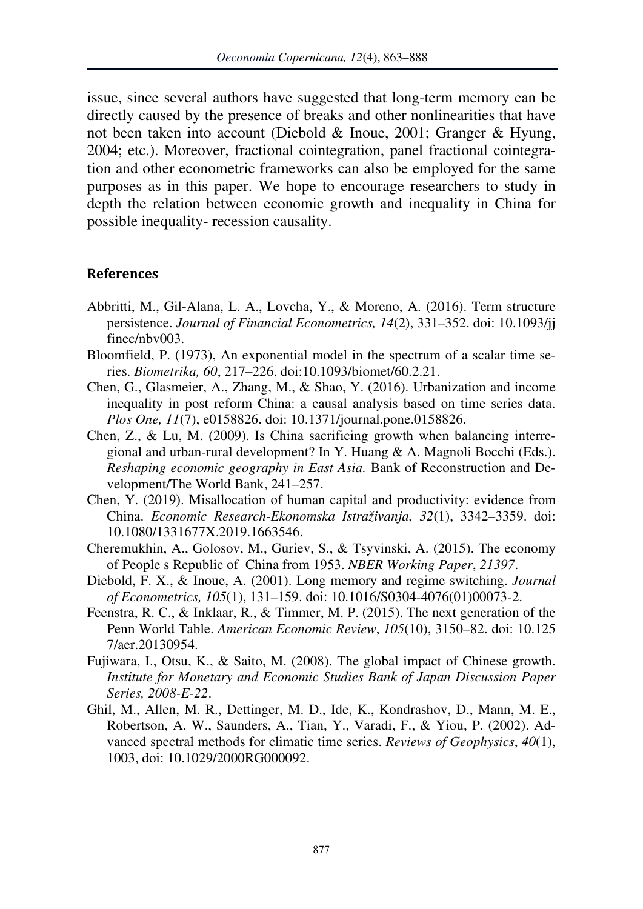issue, since several authors have suggested that long-term memory can be directly caused by the presence of breaks and other nonlinearities that have not been taken into account (Diebold & Inoue, 2001; Granger & Hyung, 2004; etc.). Moreover, fractional cointegration, panel fractional cointegration and other econometric frameworks can also be employed for the same purposes as in this paper. We hope to encourage researchers to study in depth the relation between economic growth and inequality in China for possible inequality- recession causality.

## References

Abbritti, M., Gil-Alana, L. A., Lovcha, Y., & Moreno, A. (2016). Term structure persistence. *Journal of Financial Econometrics, 14*(2), 331–352. doi: 10.1093/jjfinec/nbv003.

Bloomfield, P. (1973), An exponential model in the spectrum of a scalar time series. *Biometrika, 60*, 217–226. doi:10.1093/biomet/60.2.21.

Chen, G., Glasmeier, A., Zhang, M., & Shao, Y. (2016). Urbanization and income inequality in post reform China: a causal analysis based on time series data. *Plos One, 11*(7), e0158826. doi: 10.1371/journal.pone.0158826.

Chen, Z., & Lu, M. (2009). Is China sacrificing growth when balancing interregional and urban-rural development? In Y. Huang & A. Magnoli Bocchi (Eds.). *Reshaping economic geography in East Asia.* Bank of Reconstruction and Development/The World Bank, 241–257.

Chen, Y. (2019). Misallocation of human capital and productivity: evidence from China. *Economic Research-Ekonomska Istraživanja, 32*(1), 3342–3359. doi: 10.1080/1331677X.2019.1663546.

Cheremukhin, A., Golosov, M., Guriev, S., & Tsyvinski, A. (2015). The economy of People s Republic of China from 1953. *NBER Working Paper*, *21397*.

Diebold, F. X., & Inoue, A. (2001). Long memory and regime switching. *Journal of Econometrics, 105*(1), 131–159. doi: 10.1016/S0304-4076(01)00073-2.

Feenstra, R. C., & Inklaar, R., & Timmer, M. P. (2015). The next generation of the Penn World Table. *American Economic Review*, *105*(10), 3150–82. doi: 10.1257/aer.20130954.

Fujiwara, I., Otsu, K., & Saito, M. (2008). The global impact of Chinese growth. *Institute for Monetary and Economic Studies Bank of Japan Discussion Paper Series, 2008-E-22*.

Ghil, M., Allen, M. R., Dettinger, M. D., Ide, K., Kondrashov, D., Mann, M. E., Robertson, A. W., Saunders, A., Tian, Y., Varadi, F., & Yiou, P. (2002). Advanced spectral methods for climatic time series. *Reviews of Geophysics*, *40*(1), 1003, doi: 10.1029/2000RG000092.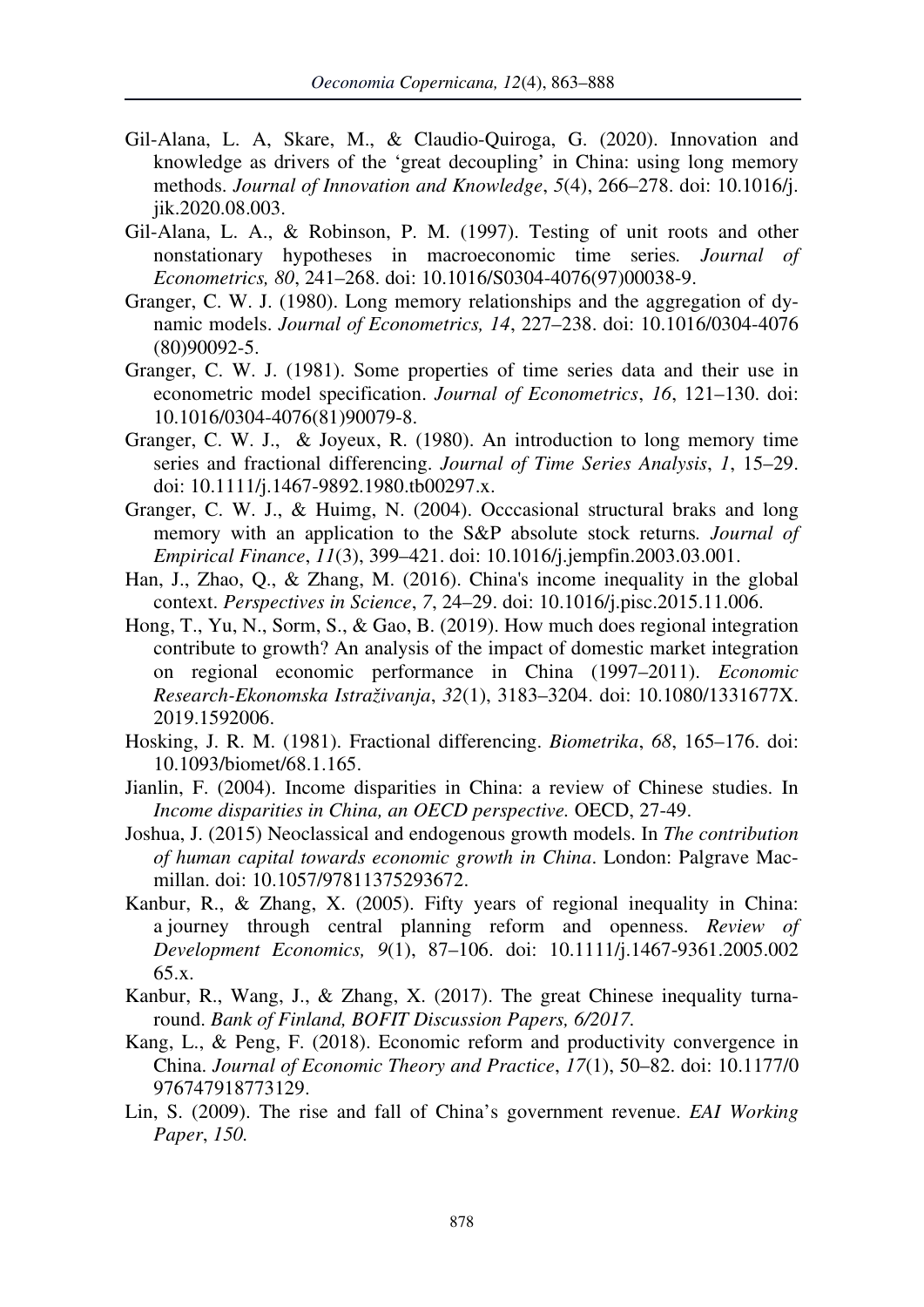Gil-Alana, L. A, Skare, M., & Claudio-Quiroga, G. (2020). Innovation and knowledge as drivers of the 'great decoupling' in China: using long memory methods. *Journal of Innovation and Knowledge*, *5*(4), 266–278. doi: 10.1016/j.jik.2020.08.003.

Gil-Alana, L. A., & Robinson, P. M. (1997). Testing of unit roots and other nonstationary hypotheses in macroeconomic time series*. Journal of Econometrics, 80*, 241–268. doi: 10.1016/S0304-4076(97)00038-9.

Granger, C. W. J. (1980). Long memory relationships and the aggregation of dynamic models. *Journal of Econometrics, 14*, 227–238. doi: 10.1016/0304-4076(80)90092-5.

Granger, C. W. J. (1981). Some properties of time series data and their use in econometric model specification. *Journal of Econometrics*, *16*, 121–130. doi: 10.1016/0304-4076(81)90079-8.

Granger, C. W. J., & Joyeux, R. (1980). An introduction to long memory time series and fractional differencing. *Journal of Time Series Analysis*, *1*, 15–29. doi: 10.1111/j.1467-9892.1980.tb00297.x.

Granger, C. W. J., & Huimg, N. (2004). Occcasional structural braks and long memory with an application to the S&P absolute stock returns*. Journal of Empirical Finance*, *11*(3), 399–421. doi: 10.1016/j.jempfin.2003.03.001.

Han, J., Zhao, Q., & Zhang, M. (2016). China's income inequality in the global context. *Perspectives in Science*, *7*, 24–29. doi: 10.1016/j.pisc.2015.11.006.

Hong, T., Yu, N., Sorm, S., & Gao, B. (2019). How much does regional integration contribute to growth? An analysis of the impact of domestic market integration on regional economic performance in China (1997–2011). *Economic Research-Ekonomska Istraživanja*, *32*(1), 3183–3204. doi: 10.1080/1331677X.2019.1592006.

Hosking, J. R. M. (1981). Fractional differencing. *Biometrika*, *68*, 165–176. doi: 10.1093/biomet/68.1.165.

Jianlin, F. (2004). Income disparities in China: a review of Chinese studies. In *Income disparities in China, an OECD perspective*. OECD, 27-49.

Joshua, J. (2015) Neoclassical and endogenous growth models. In *The contribution of human capital towards economic growth in China*. London: Palgrave Macmillan. doi: 10.1057/97811375293672.

Kanbur, R., & Zhang, X. (2005). Fifty years of regional inequality in China: a journey through central planning reform and openness. *Review of Development Economics, 9*(1), 87–106. doi: 10.1111/j.1467-9361.2005.00265.x.

Kanbur, R., Wang, J., & Zhang, X. (2017). The great Chinese inequality turnaround. *Bank of Finland, BOFIT Discussion Papers, 6/2017.*

Kang, L., & Peng, F. (2018). Economic reform and productivity convergence in China. *Journal of Economic Theory and Practice*, *17*(1), 50–82. doi: 10.1177/0976747918773129.

Lin, S. (2009). The rise and fall of China's government revenue. *EAI Working Paper*, *150.*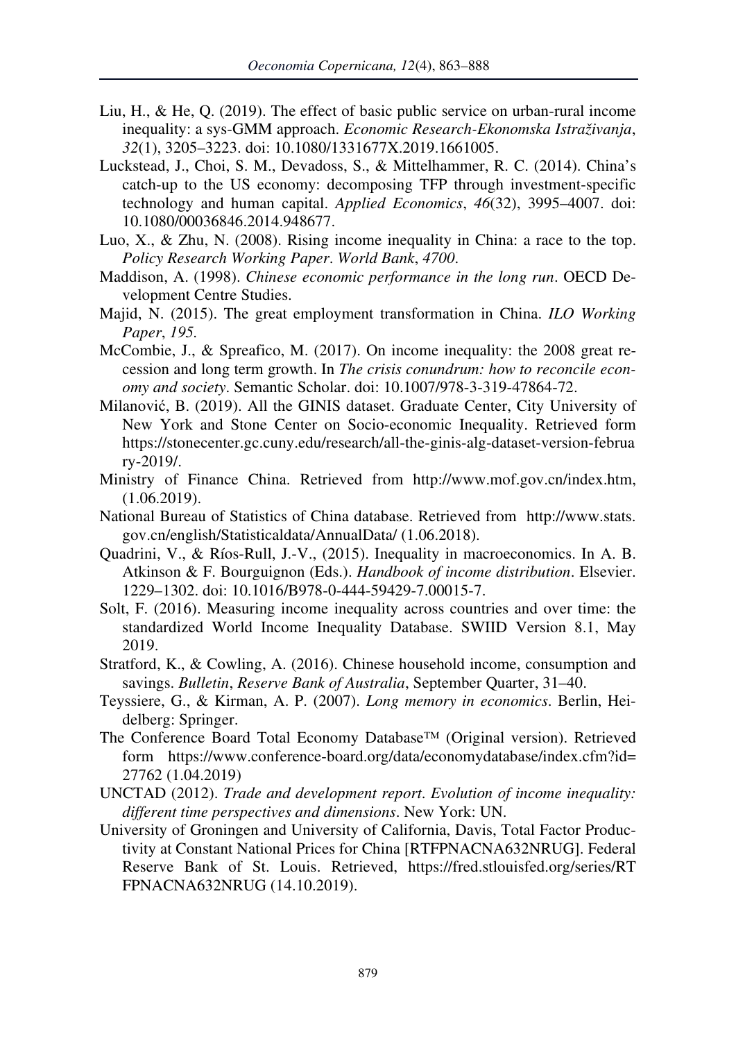Liu, H., & He, Q. (2019). The effect of basic public service on urban-rural income inequality: a sys-GMM approach. *Economic Research-Ekonomska Istraživanja*, *32*(1), 3205–3223. doi: 10.1080/1331677X.2019.1661005.

Luckstead, J., Choi, S. M., Devadoss, S., & Mittelhammer, R. C. (2014). China's catch-up to the US economy: decomposing TFP through investment-specific technology and human capital. *Applied Economics*, *46*(32), 3995–4007. doi: 10.1080/00036846.2014.948677.

Luo, X., & Zhu, N. (2008). Rising income inequality in China: a race to the top. *Policy Research Working Paper*. *World Bank*, *4700*.

Maddison, A. (1998). *Chinese economic performance in the long run*. OECD Development Centre Studies.

Majid, N. (2015). The great employment transformation in China. *ILO Working Paper*, *195*.

McCombie, J., & Spreafico, M. (2017). On income inequality: the 2008 great recession and long term growth. In *The crisis conundrum: how to reconcile economy and society*. Semantic Scholar. doi: 10.1007/978-3-319-47864-72.

Milanović, B. (2019). All the GINIS dataset. Graduate Center, City University of New York and Stone Center on Socio-economic Inequality. Retrieved form https://stonecenter.gc.cuny.edu/research/all-the-ginis-alg-dataset-version-february-2019/.

Ministry of Finance China. Retrieved from http://www.mof.gov.cn/index.htm, (1.06.2019).

National Bureau of Statistics of China database. Retrieved from http://www.stats.gov.cn/english/Statisticaldata/AnnualData/ (1.06.2018).

Quadrini, V., & Ríos-Rull, J.-V., (2015). Inequality in macroeconomics. In A. B. Atkinson & F. Bourguignon (Eds.). *Handbook of income distribution*. Elsevier. 1229–1302. doi: 10.1016/B978-0-444-59429-7.00015-7.

Solt, F. (2016). Measuring income inequality across countries and over time: the standardized World Income Inequality Database. SWIID Version 8.1, May 2019.

Stratford, K., & Cowling, A. (2016). Chinese household income, consumption and savings. *Bulletin*, *Reserve Bank of Australia*, September Quarter, 31–40.

Teyssiere, G., & Kirman, A. P. (2007). *Long memory in economics*. Berlin, Heidelberg: Springer.

The Conference Board Total Economy Database™ (Original version). Retrieved form https://www.conference-board.org/data/economydatabase/index.cfm?id=27762 (1.04.2019)

UNCTAD (2012). *Trade and development report*. *Evolution of income inequality: different time perspectives and dimensions*. New York: UN.

University of Groningen and University of California, Davis, Total Factor Productivity at Constant National Prices for China [RTFPNACNA632NRUG]. Federal Reserve Bank of St. Louis. Retrieved, https://fred.stlouisfed.org/series/RTFPNACNA632NRUG (14.10.2019).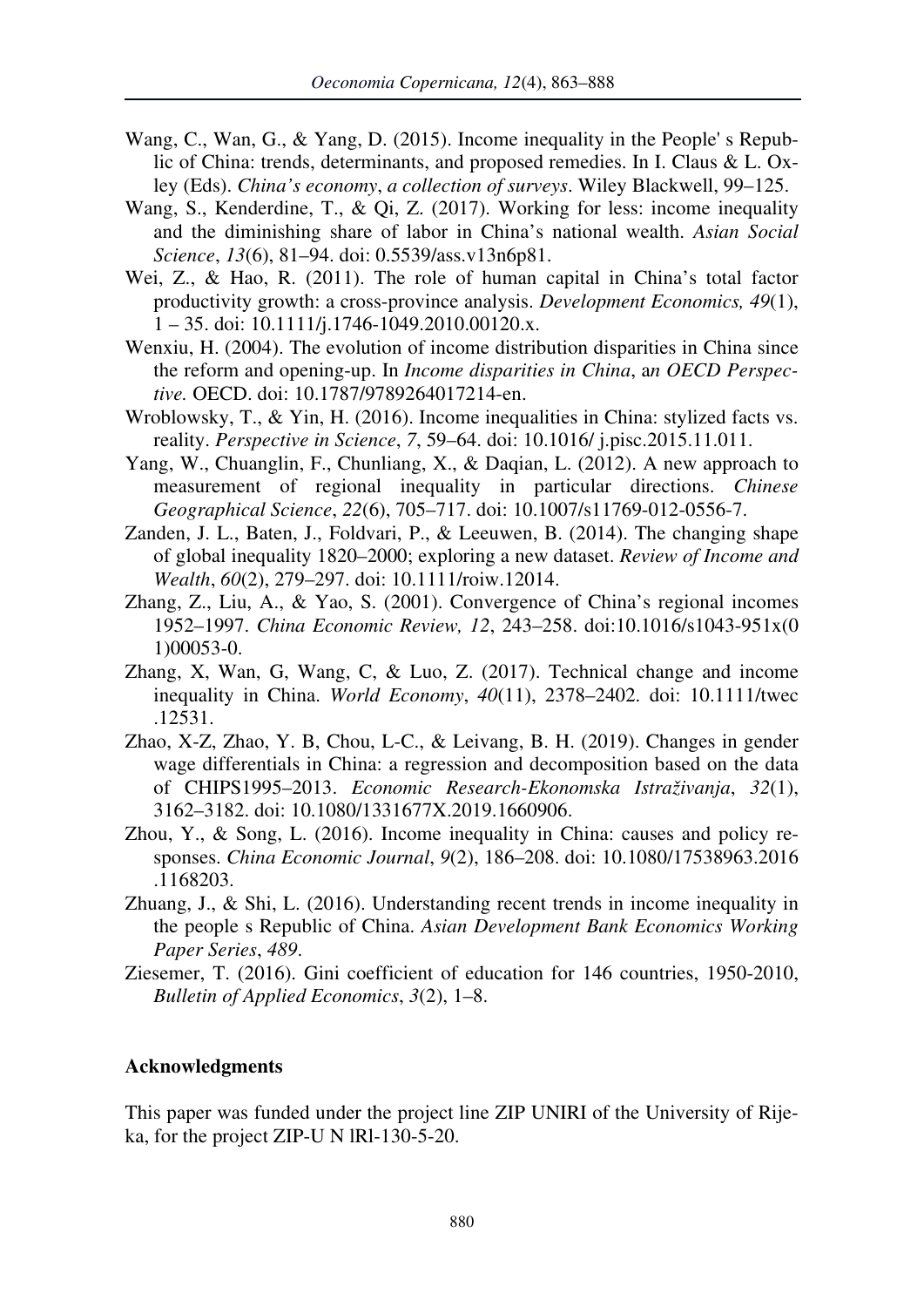Wang, C., Wan, G., & Yang, D. (2015). Income inequality in the People' s Republic of China: trends, determinants, and proposed remedies. In I. Claus & L. Oxley (Eds). *China's economy*, *a collection of surveys*. Wiley Blackwell, 99–125.

Wang, S., Kenderdine, T., & Qi, Z. (2017). Working for less: income inequality and the diminishing share of labor in China's national wealth. *Asian Social Science*, *13*(6), 81–94. doi: 0.5539/ass.v13n6p81.

Wei, Z., & Hao, R. (2011). The role of human capital in China's total factor productivity growth: a cross-province analysis. *Development Economics, 49*(1), 1 – 35. doi: 10.1111/j.1746-1049.2010.00120.x.

Wenxiu, H. (2004). The evolution of income distribution disparities in China since the reform and opening-up. In *Income disparities in China*, a*n OECD Perspective.* OECD. doi: 10.1787/9789264017214-en.

Wroblowsky, T., & Yin, H. (2016). Income inequalities in China: stylized facts vs. reality. *Perspective in Science*, *7*, 59–64. doi: 10.1016/ j.pisc.2015.11.011.

Yang, W., Chuanglin, F., Chunliang, X., & Daqian, L. (2012). A new approach to measurement of regional inequality in particular directions. *Chinese Geographical Science*, *22*(6), 705–717. doi: 10.1007/s11769-012-0556-7.

Zanden, J. L., Baten, J., Foldvari, P., & Leeuwen, B. (2014). The changing shape of global inequality 1820–2000; exploring a new dataset. *Review of Income and Wealth*, *60*(2), 279–297. doi: 10.1111/roiw.12014.

Zhang, Z., Liu, A., & Yao, S. (2001). Convergence of China's regional incomes 1952–1997. *China Economic Review, 12*, 243–258. doi:10.1016/s1043-951x(01)00053-0.

Zhang, X, Wan, G, Wang, C, & Luo, Z. (2017). Technical change and income inequality in China. *World Economy*, *40*(11), 2378–2402. doi: 10.1111/twec.12531.

Zhao, X-Z, Zhao, Y. B, Chou, L-C., & Leivang, B. H. (2019). Changes in gender wage differentials in China: a regression and decomposition based on the data of CHIPS1995–2013. *Economic Research-Ekonomska Istraživanja*, *32*(1), 3162–3182. doi: 10.1080/1331677X.2019.1660906.

Zhou, Y., & Song, L. (2016). Income inequality in China: causes and policy responses. *China Economic Journal*, *9*(2), 186–208. doi: 10.1080/17538963.2016.1168203.

Zhuang, J., & Shi, L. (2016). Understanding recent trends in income inequality in the people s Republic of China. *Asian Development Bank Economics Working Paper Series*, *489*.

Ziesemer, T. (2016). Gini coefficient of education for 146 countries, 1950-2010, *Bulletin of Applied Economics*, *3*(2), 1–8.

## Acknowledgments

This paper was funded under the project line ZIP UNIRI of the University of Rijeka, for the project ZIP-U N lRl-130-5-20.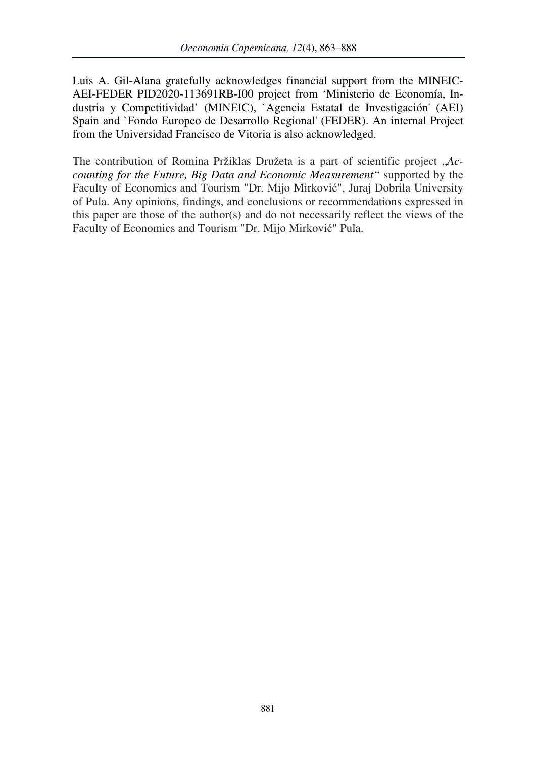Luis A. Gil-Alana gratefully acknowledges financial support from the MINEIC-AEI-FEDER PID2020-113691RB-I00 project from 'Ministerio de Economía, Industria y Competitividad' (MINEIC), `Agencia Estatal de Investigación' (AEI) Spain and `Fondo Europeo de Desarrollo Regional' (FEDER). An internal Project from the Universidad Francisco de Vitoria is also acknowledged.

The contribution of Romina Pržiklas Družeta is a part of scientific project „*Accounting for the Future, Big Data and Economic Measurement"* supported by the Faculty of Economics and Tourism "Dr. Mijo Mirković", Juraj Dobrila University of Pula. Any opinions, findings, and conclusions or recommendations expressed in this paper are those of the author(s) and do not necessarily reflect the views of the Faculty of Economics and Tourism "Dr. Mijo Mirković" Pula.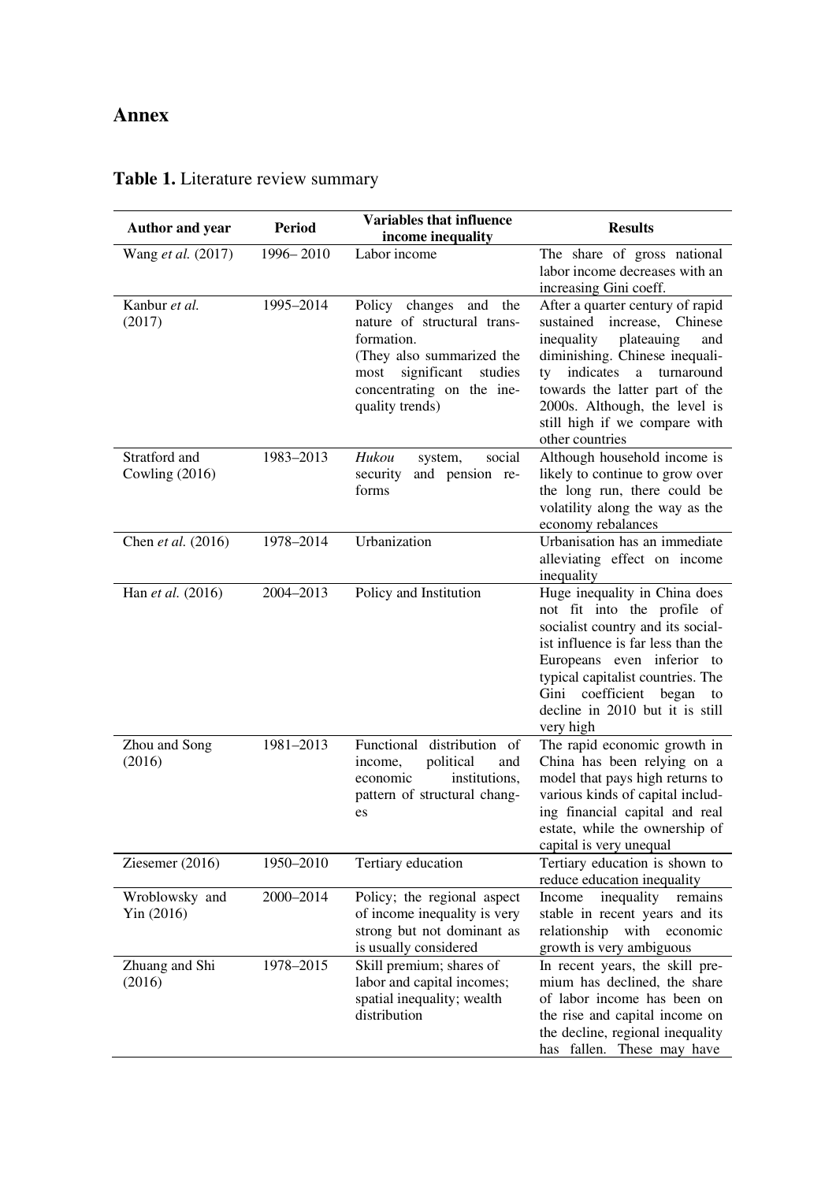## Annex

**Table 1.** Literature review summary

| Author and year | Period | Variables that influence income inequality | Results |
|---|---|---|---|
| Wang *et al.* (2017) | 1996– 2010 | Labor income | The share of gross national labor income decreases with an increasing Gini coeff. |
| Kanbur *et al.* (2017) | 1995–2014 | Policy changes and the nature of structural transformation. (They also summarized the most significant studies concentrating on the inequality trends) | After a quarter century of rapid sustained increase, Chinese inequality plateauing and diminishing. Chinese inequality indicates a turnaround towards the latter part of the 2000s. Although, the level is still high if we compare with other countries |
| Stratford and Cowling (2016) | 1983–2013 | *Hukou* system, social security and pension reforms | Although household income is likely to continue to grow over the long run, there could be volatility along the way as the economy rebalances |
| Chen *et al.* (2016) | 1978–2014 | Urbanization | Urbanisation has an immediate alleviating effect on income inequality |
| Han *et al.* (2016) | 2004–2013 | Policy and Institution | Huge inequality in China does not fit into the profile of socialist country and its socialist influence is far less than the Europeans even inferior to typical capitalist countries. The Gini coefficient began to decline in 2010 but it is still very high |
| Zhou and Song (2016) | 1981–2013 | Functional distribution of income, political and economic institutions, pattern of structural changes | The rapid economic growth in China has been relying on a model that pays high returns to various kinds of capital including financial capital and real estate, while the ownership of capital is very unequal |
| Ziesemer (2016) | 1950–2010 | Tertiary education | Tertiary education is shown to reduce education inequality |
| Wroblowsky and Yin (2016) | 2000–2014 | Policy; the regional aspect of income inequality is very strong but not dominant as is usually considered | Income inequality remains stable in recent years and its relationship with economic growth is very ambiguous |
| Zhuang and Shi (2016) | 1978–2015 | Skill premium; shares of labor and capital incomes; spatial inequality; wealth distribution | In recent years, the skill premium has declined, the share of labor income has been on the rise and capital income on the decline, regional inequality has fallen. These may have |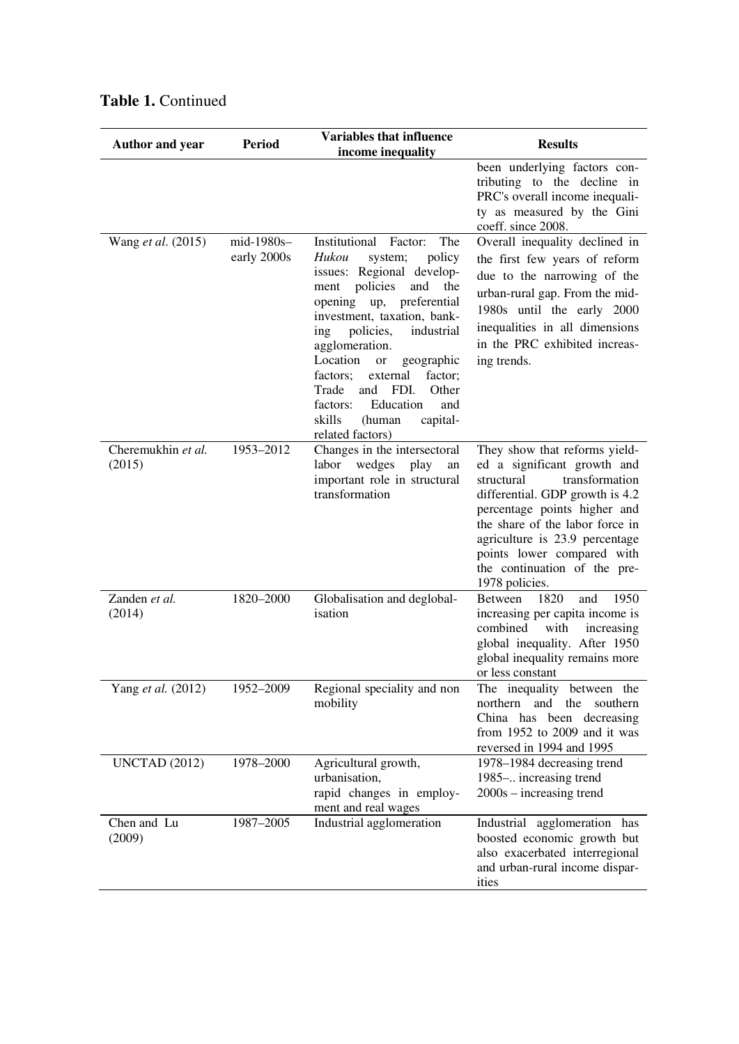**Table 1.** Continued

| Author and year | Period | Variables that influence income inequality | Results |
|---|---|---|---|
| | | | been underlying factors contributing to the decline in PRC's overall income inequality as measured by the Gini coeff. since 2008. |
| Wang *et al*. (2015) | mid-1980s–early 2000s | Institutional Factor: The *Hukou* system; policy issues: Regional development policies and the opening up, preferential investment, taxation, banking policies, industrial agglomeration. Location or geographic factors; external factor; Trade and FDI. Other factors: Education and skills (human capital-related factors) | Overall inequality declined in the first few years of reform due to the narrowing of the urban-rural gap. From the mid-1980s until the early 2000 inequalities in all dimensions in the PRC exhibited increasing trends. |
| Cheremukhin *et al.* (2015) | 1953–2012 | Changes in the intersectoral labor wedges play an important role in structural transformation | They show that reforms yielded a significant growth and structural transformation differential. GDP growth is 4.2 percentage points higher and the share of the labor force in agriculture is 23.9 percentage points lower compared with the continuation of the pre-1978 policies. |
| Zanden *et al.* (2014) | 1820–2000 | Globalisation and deglobalisation | Between 1820 and 1950 increasing per capita income is combined with increasing global inequality. After 1950 global inequality remains more or less constant |
| Yang *et al.* (2012) | 1952–2009 | Regional speciality and non mobility | The inequality between the northern and the southern China has been decreasing from 1952 to 2009 and it was reversed in 1994 and 1995 |
| UNCTAD (2012) | 1978–2000 | Agricultural growth, urbanisation, rapid changes in employment and real wages | 1978–1984 decreasing trend<br>1985–.. increasing trend<br>2000s – increasing trend |
| Chen and Lu (2009) | 1987–2005 | Industrial agglomeration | Industrial agglomeration has boosted economic growth but also exacerbated interregional and urban-rural income disparities |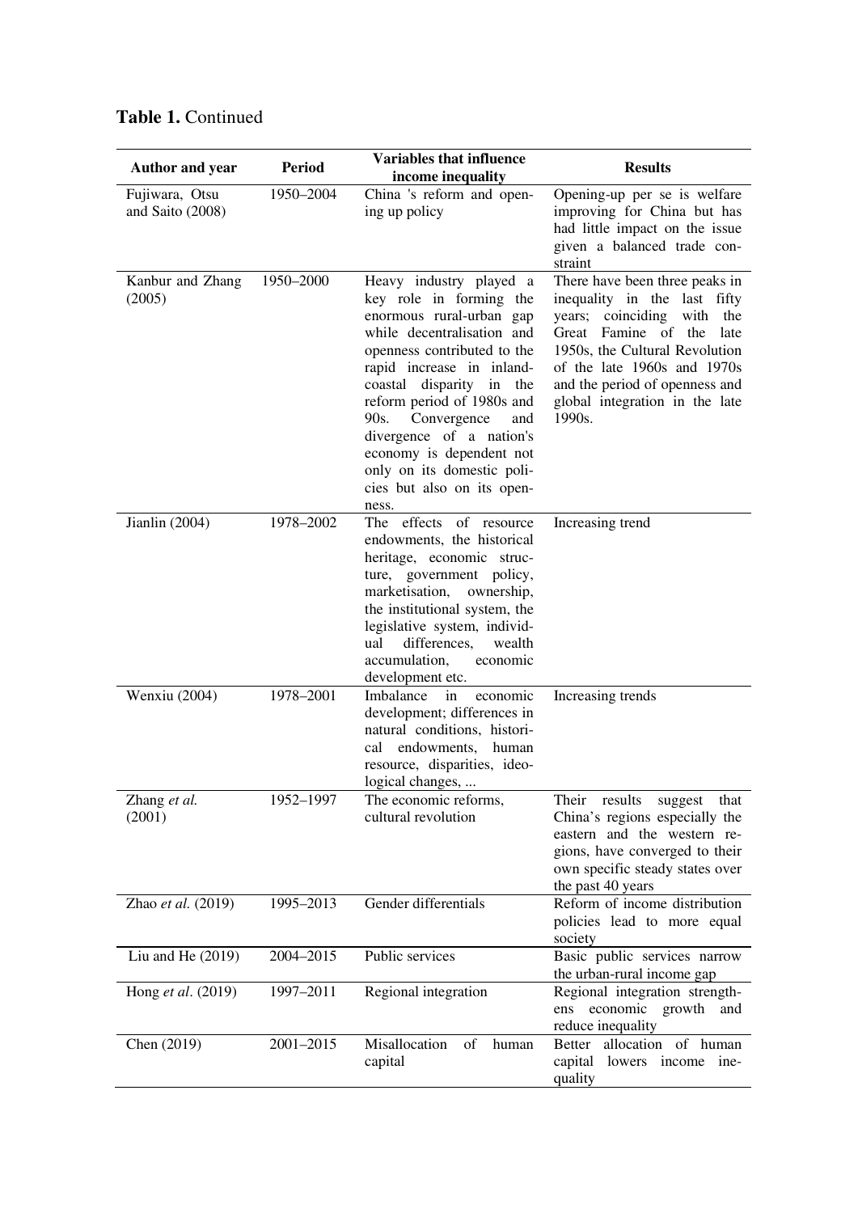**Table 1.** Continued

| Author and year | Period | Variables that influence income inequality | Results |
|---|---|---|---|
| Fujiwara, Otsu and Saito (2008) | 1950–2004 | China 's reform and opening up policy | Opening-up per se is welfare improving for China but has had little impact on the issue given a balanced trade constraint |
| Kanbur and Zhang (2005) | 1950–2000 | Heavy industry played a key role in forming the enormous rural-urban gap while decentralisation and openness contributed to the rapid increase in inland-coastal disparity in the reform period of 1980s and 90s. Convergence and divergence of a nation's economy is dependent not only on its domestic policies but also on its openness. | There have been three peaks in inequality in the last fifty years; coinciding with the Great Famine of the late 1950s, the Cultural Revolution of the late 1960s and 1970s and the period of openness and global integration in the late 1990s. |
| Jianlin (2004) | 1978–2002 | The effects of resource endowments, the historical heritage, economic structure, government policy, marketisation, ownership, the institutional system, the legislative system, individual differences, wealth accumulation, economic development etc. | Increasing trend |
| Wenxiu (2004) | 1978–2001 | Imbalance in economic development; differences in natural conditions, historical endowments, human resource, disparities, ideological changes, ... | Increasing trends |
| Zhang *et al.* (2001) | 1952–1997 | The economic reforms, cultural revolution | Their results suggest that China's regions especially the eastern and the western regions, have converged to their own specific steady states over the past 40 years |
| Zhao *et al.* (2019) | 1995–2013 | Gender differentials | Reform of income distribution policies lead to more equal society |
| Liu and He (2019) | 2004–2015 | Public services | Basic public services narrow the urban-rural income gap |
| Hong *et al*. (2019) | 1997–2011 | Regional integration | Regional integration strengthens economic growth and reduce inequality |
| Chen (2019) | 2001–2015 | Misallocation of human capital | Better allocation of human capital lowers income inequality |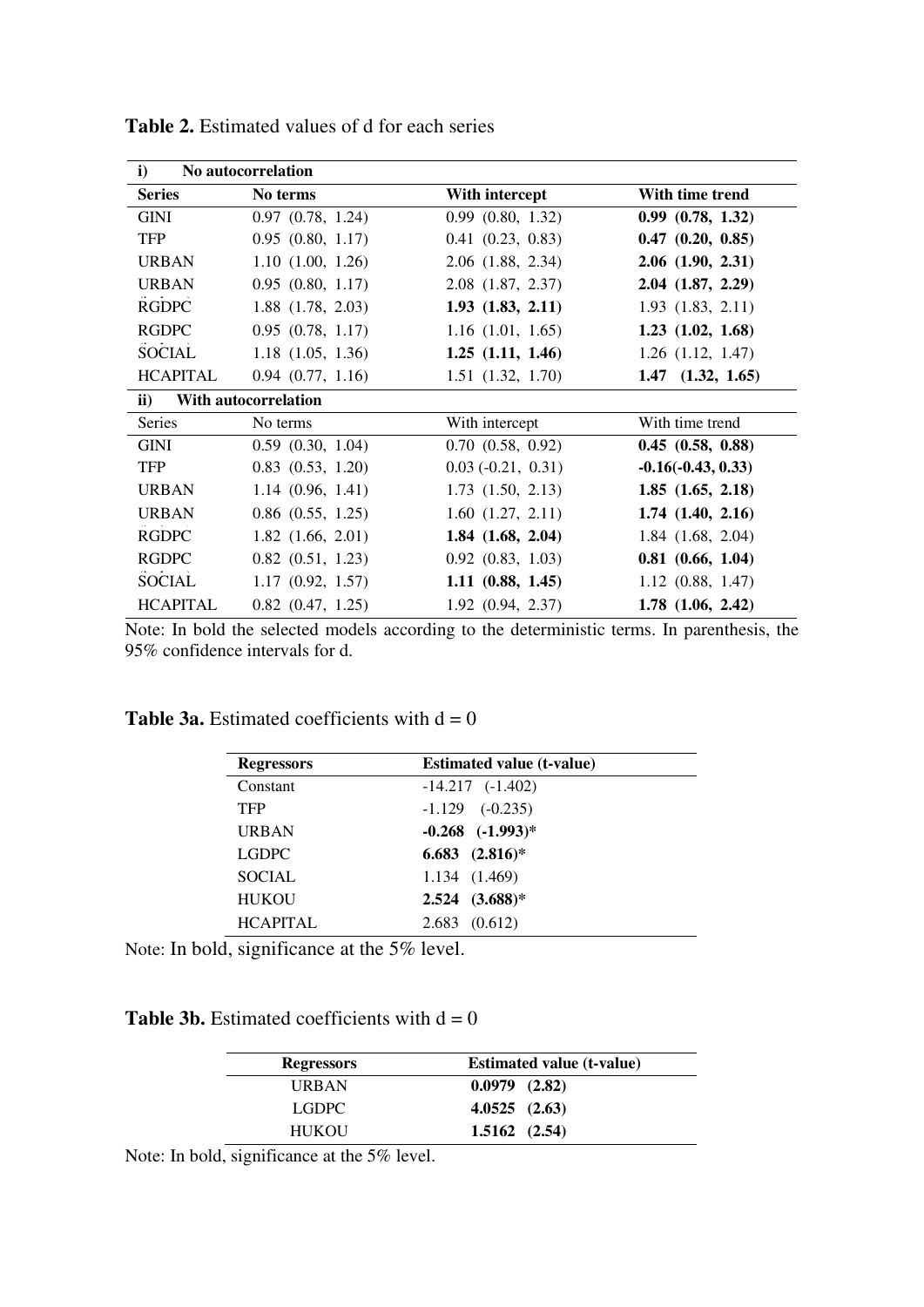**Table 2.** Estimated values of d for each series

| **i) No autocorrelation** | | | |
|---|---|---|---|
| **Series** | **No terms** | **With intercept** | **With time trend** |
| GINI | 0.97 (0.78, 1.24) | 0.99 (0.80, 1.32) | **0.99 (0.78, 1.32)** |
| TFP | 0.95 (0.80, 1.17) | 0.41 (0.23, 0.83) | **0.47 (0.20, 0.85)** |
| URBAN | 1.10 (1.00, 1.26) | 2.06 (1.88, 2.34) | **2.06 (1.90, 2.31)** |
| URBAN | 0.95 (0.80, 1.17) | 2.08 (1.87, 2.37) | **2.04 (1.87, 2.29)** |
| RGDPC | 1.88 (1.78, 2.03) | **1.93 (1.83, 2.11)** | 1.93 (1.83, 2.11) |
| RGDPC | 0.95 (0.78, 1.17) | 1.16 (1.01, 1.65) | **1.23 (1.02, 1.68)** |
| SOCIAL | 1.18 (1.05, 1.36) | **1.25 (1.11, 1.46)** | 1.26 (1.12, 1.47) |
| HCAPITAL | 0.94 (0.77, 1.16) | 1.51 (1.32, 1.70) | **1.47 (1.32, 1.65)** |
| **ii) With autocorrelation** | | | |
| Series | No terms | With intercept | With time trend |
| GINI | 0.59 (0.30, 1.04) | 0.70 (0.58, 0.92) | **0.45 (0.58, 0.88)** |
| TFP | 0.83 (0.53, 1.20) | 0.03 (-0.21, 0.31) | **-0.16(-0.43, 0.33)** |
| URBAN | 1.14 (0.96, 1.41) | 1.73 (1.50, 2.13) | **1.85 (1.65, 2.18)** |
| URBAN | 0.86 (0.55, 1.25) | 1.60 (1.27, 2.11) | **1.74 (1.40, 2.16)** |
| RGDPC | 1.82 (1.66, 2.01) | **1.84 (1.68, 2.04)** | 1.84 (1.68, 2.04) |
| RGDPC | 0.82 (0.51, 1.23) | 0.92 (0.83, 1.03) | **0.81 (0.66, 1.04)** |
| SOCIAL | 1.17 (0.92, 1.57) | **1.11 (0.88, 1.45)** | 1.12 (0.88, 1.47) |
| HCAPITAL | 0.82 (0.47, 1.25) | 1.92 (0.94, 2.37) | **1.78 (1.06, 2.42)** |

Note: In bold the selected models according to the deterministic terms. In parenthesis, the 95% confidence intervals for d.

**Table 3a.** Estimated coefficients with d = 0

| **Regressors** | **Estimated value (t-value)** |
|---|---|
| Constant | -14.217 (-1.402) |
| TFP | -1.129 (-0.235) |
| URBAN | **-0.268 (-1.993)*** |
| LGDPC | **6.683 (2.816)*** |
| SOCIAL | 1.134 (1.469) |
| HUKOU | **2.524 (3.688)*** |
| HCAPITAL | 2.683 (0.612) |

Note: In bold, significance at the 5% level.

**Table 3b.** Estimated coefficients with d = 0

| **Regressors** | **Estimated value (t-value)** |
|---|---|
| URBAN | **0.0979 (2.82)** |
| LGDPC | **4.0525 (2.63)** |
| HUKOU | **1.5162 (2.54)** |

Note: In bold, significance at the 5% level.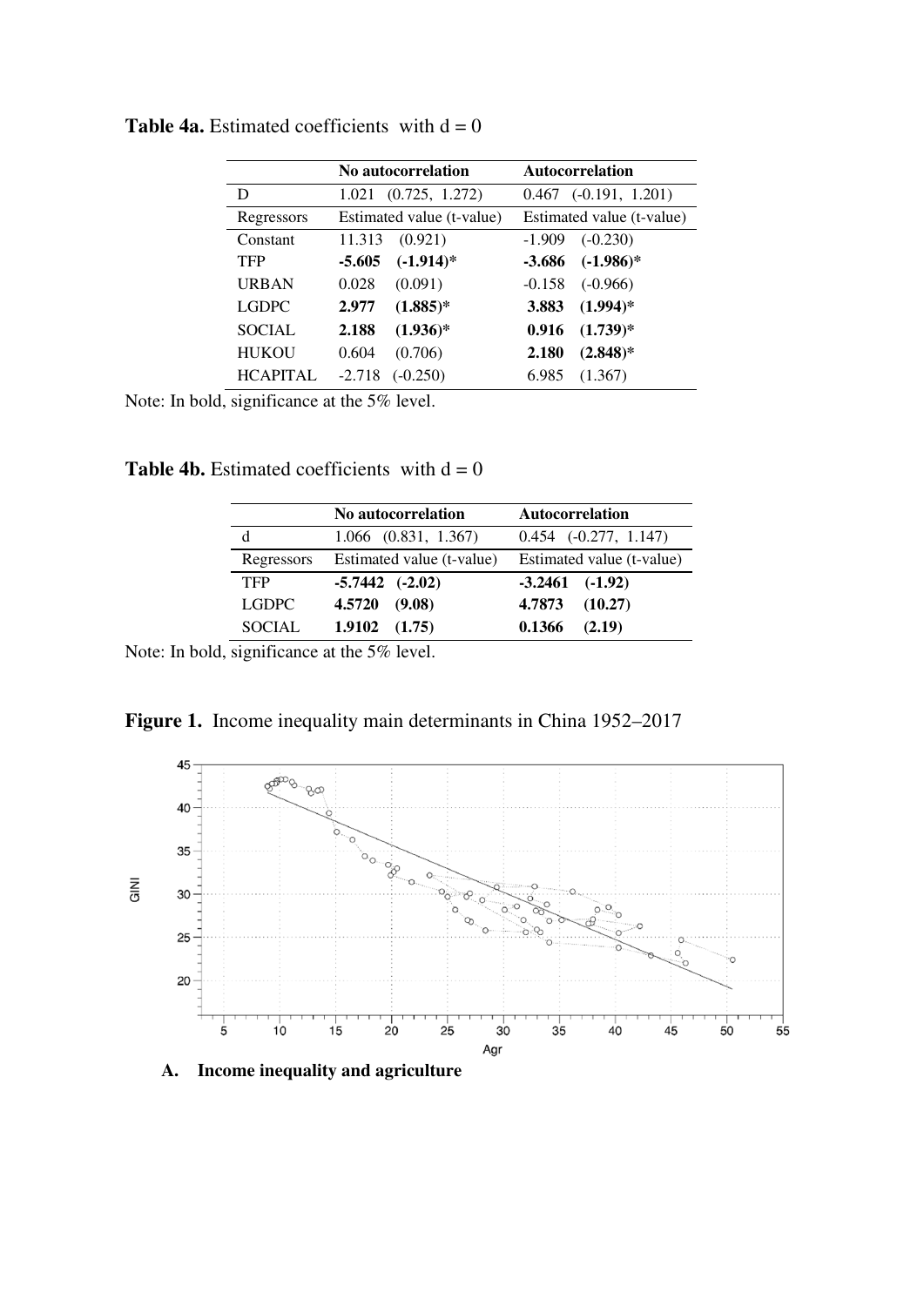**Table 4a.** Estimated coefficients with d = 0

| | No autocorrelation | Autocorrelation |
|---|---|---|
| D | 1.021 (0.725, 1.272) | 0.467 (-0.191, 1.201) |
| Regressors | Estimated value (t-value) | Estimated value (t-value) |
| Constant | 11.313 (0.921) | -1.909 (-0.230) |
| TFP | **-5.605 (-1.914)*** | **-3.686 (-1.986)*** |
| URBAN | 0.028 (0.091) | -0.158 (-0.966) |
| LGDPC | **2.977 (1.885)*** | **3.883 (1.994)*** |
| SOCIAL | **2.188 (1.936)*** | **0.916 (1.739)*** |
| HUKOU | 0.604 (0.706) | **2.180 (2.848)*** |
| HCAPITAL | -2.718 (-0.250) | 6.985 (1.367) |

Note: In bold, significance at the 5% level.

**Table 4b.** Estimated coefficients with d = 0

| | No autocorrelation | Autocorrelation |
|---|---|---|
| d | 1.066 (0.831, 1.367) | 0.454 (-0.277, 1.147) |
| Regressors | Estimated value (t-value) | Estimated value (t-value) |
| TFP | **-5.7442 (-2.02)** | **-3.2461 (-1.92)** |
| LGDPC | **4.5720 (9.08)** | **4.7873 (10.27)** |
| SOCIAL | **1.9102 (1.75)** | **0.1366 (2.19)** |

Note: In bold, significance at the 5% level.

**Figure 1.** Income inequality main determinants in China 1952–2017

**A. Income inequality and agriculture**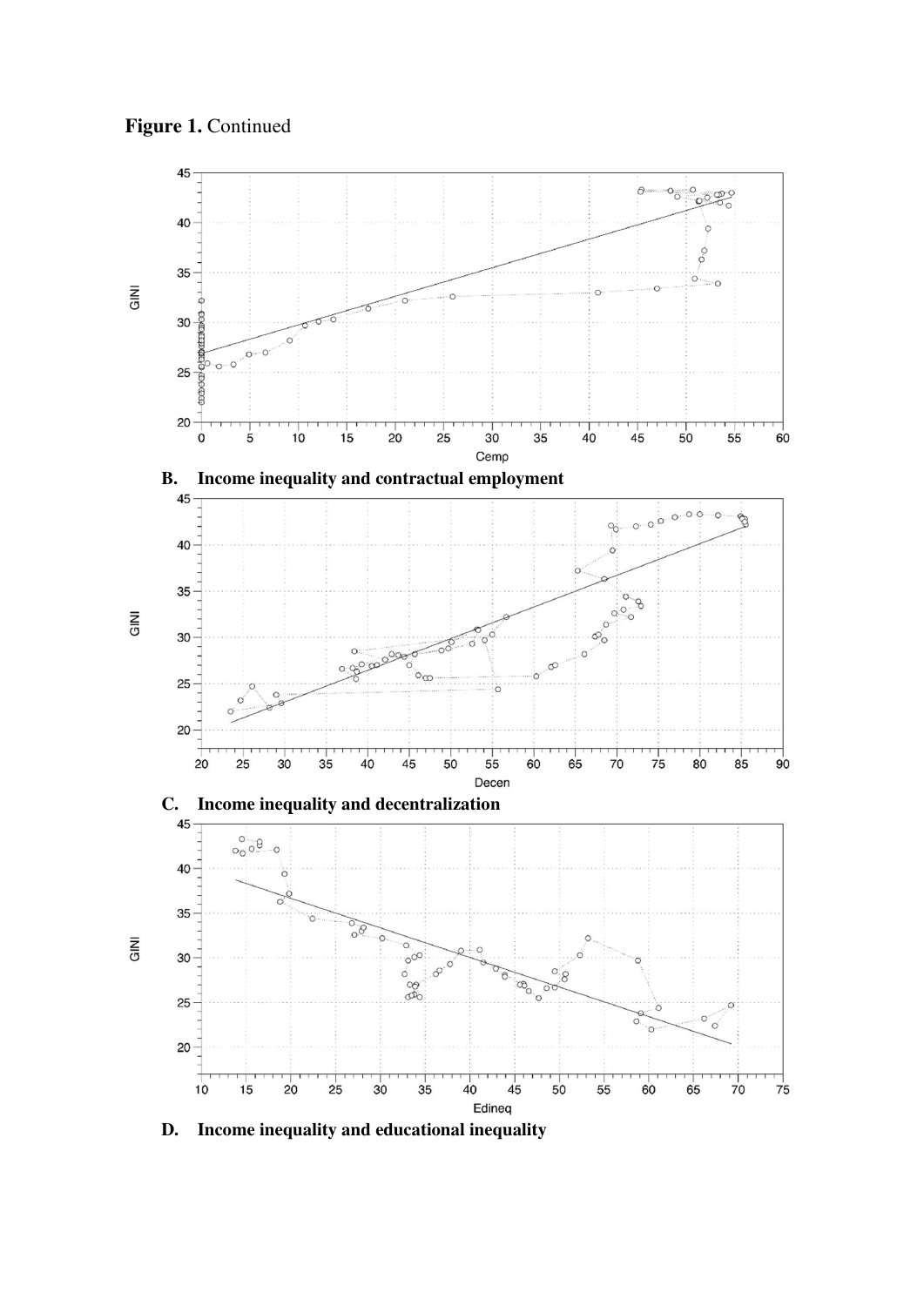**Figure 1.** Continued

**B. Income inequality and contractual employment**

**C. Income inequality and decentralization**

**D. Income inequality and educational inequality**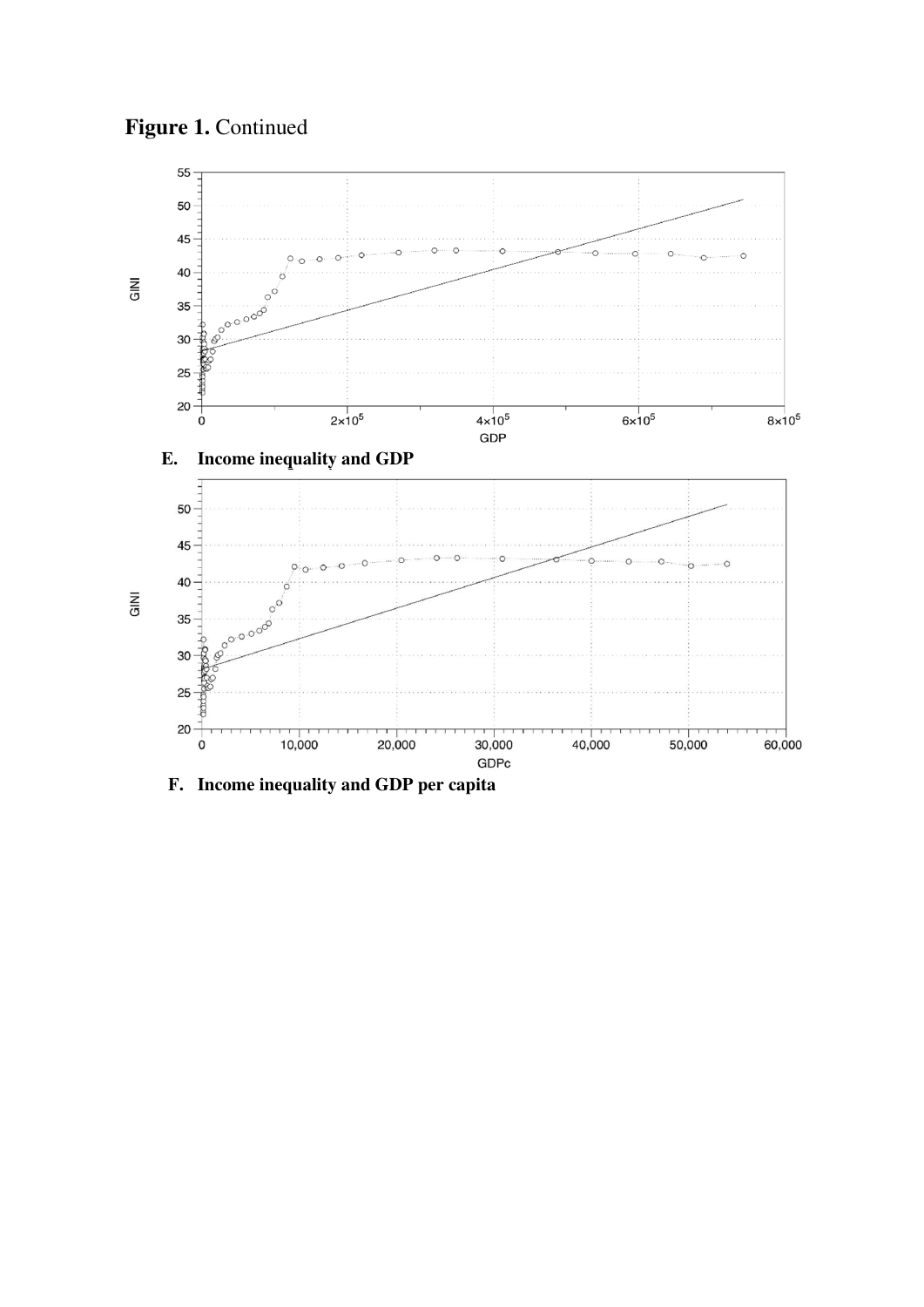**Figure 1.** Continued

55
50
45
40
35
30
25
20

GINI

0
$2\times10^5$
$4\times10^5$
$6\times10^5$
$8\times10^5$

GDP

**E. Income inequality and GDP**

50
45
40
35
30
25
20

GINI

0
10,000
20,000
30,000
40,000
50,000
60,000

GDPc

**F. Income inequality and GDP per capita**